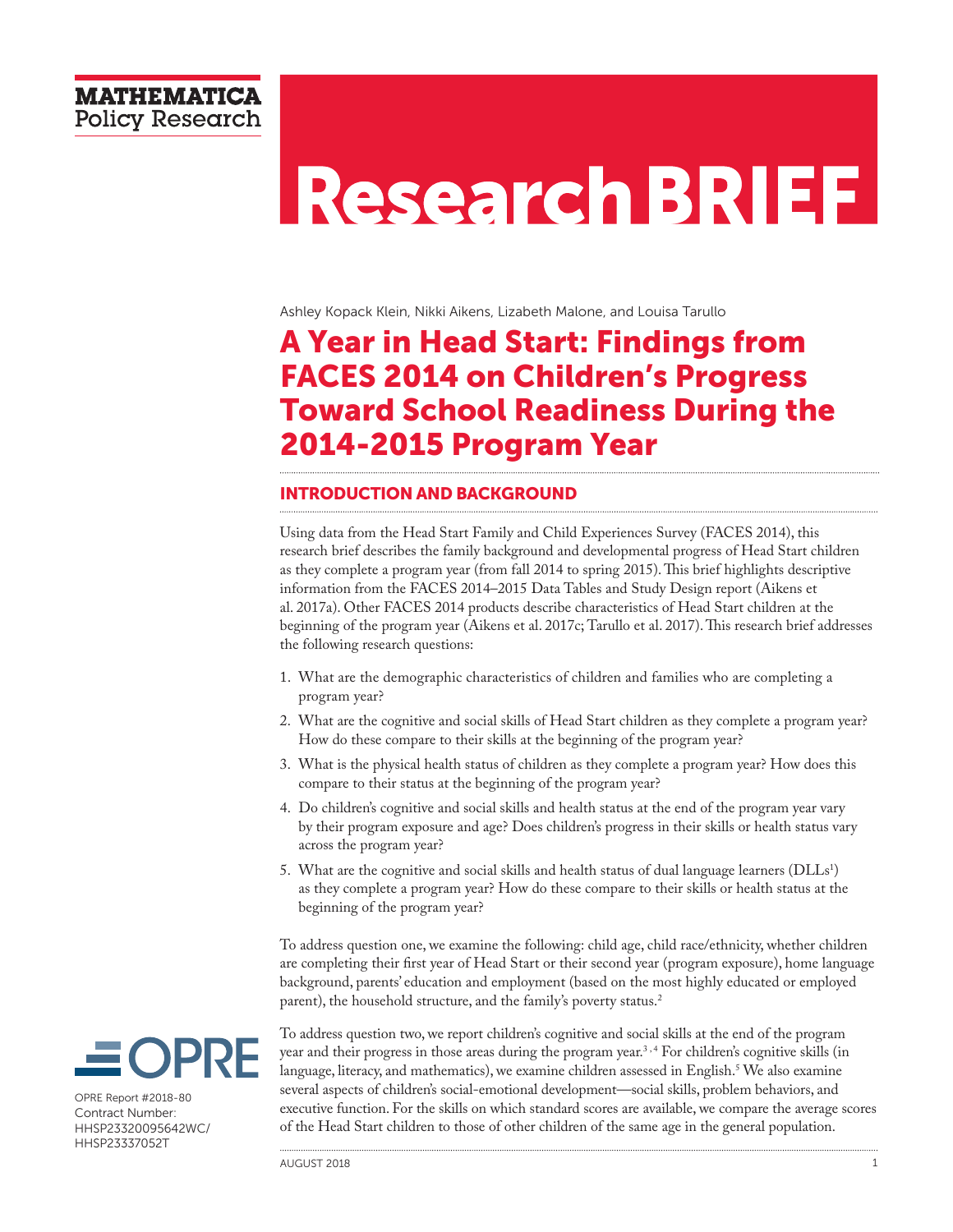MATHEMATICA Policy Research

# Research BRIEF

Ashley Kopack Klein, Nikki Aikens, Lizabeth Malone, and Louisa Tarullo

# A Year in Head Start: Findings from FACES 2014 on Children's Progress Toward School Readiness During the 2014-2015 Program Year

## INTRODUCTION AND BACKGROUND

Using data from the Head Start Family and Child Experiences Survey (FACES 2014), this research brief describes the family background and developmental progress of Head Start children as they complete a program year (from fall 2014 to spring 2015). This brief highlights descriptive information from the FACES 2014–2015 Data Tables and Study Design report (Aikens et al. 2017a). Other FACES 2014 products describe characteristics of Head Start children at the beginning of the program year (Aikens et al. 2017c; Tarullo et al. 2017). This research brief addresses the following research questions:

1. What are the demographic characteristics of children and families who are completing a program year?
2. What are the cognitive and social skills of Head Start children as they complete a program year? How do these compare to their skills at the beginning of the program year?
3. What is the physical health status of children as they complete a program year? How does this compare to their status at the beginning of the program year?
4. Do children's cognitive and social skills and health status at the end of the program year vary by their program exposure and age? Does children's progress in their skills or health status vary across the program year?
5. What are the cognitive and social skills and health status of dual language learners (DLLs[1]) as they complete a program year? How do these compare to their skills or health status at the beginning of the program year?

To address question one, we examine the following: child age, child race/ethnicity, whether children are completing their first year of Head Start or their second year (program exposure), home language background, parents' education and employment (based on the most highly educated or employed parent), the household structure, and the family's poverty status.[2]

To address question two, we report children's cognitive and social skills at the end of the program year and their progress in those areas during the program year.[3,4] For children's cognitive skills (in language, literacy, and mathematics), we examine children assessed in English.[5] We also examine several aspects of children's social-emotional development—social skills, problem behaviors, and executive function. For the skills on which standard scores are available, we compare the average scores of the Head Start children to those of other children of the same age in the general population.

OPRE

OPRE Report #2018-80
Contract Number: HHSP23320095642WC/HHSP23337052T

AUGUST 2018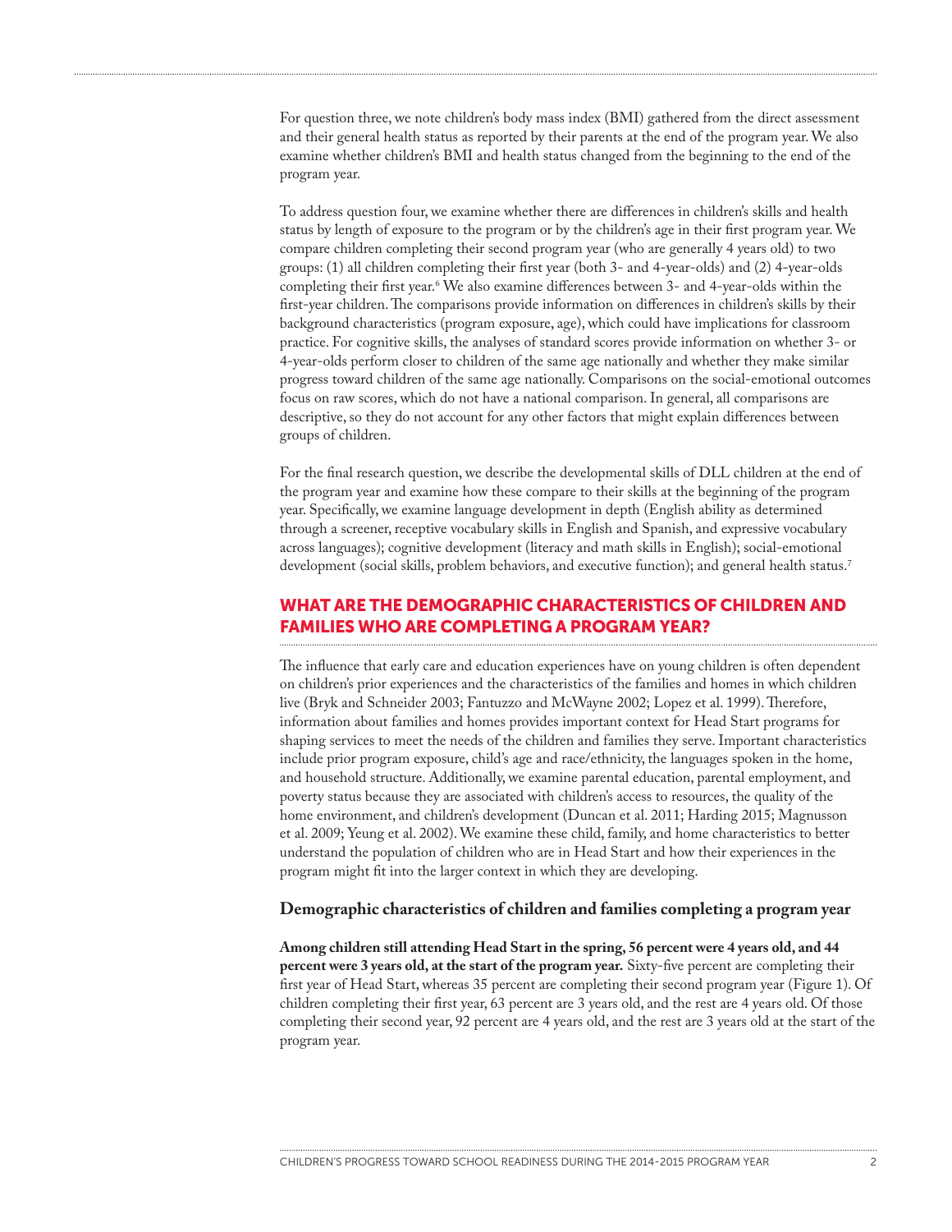For question three, we note children's body mass index (BMI) gathered from the direct assessment and their general health status as reported by their parents at the end of the program year. We also examine whether children's BMI and health status changed from the beginning to the end of the program year.

To address question four, we examine whether there are differences in children's skills and health status by length of exposure to the program or by the children's age in their first program year. We compare children completing their second program year (who are generally 4 years old) to two groups: (1) all children completing their first year (both 3- and 4-year-olds) and (2) 4-year-olds completing their first year.[6] We also examine differences between 3- and 4-year-olds within the first-year children. The comparisons provide information on differences in children's skills by their background characteristics (program exposure, age), which could have implications for classroom practice. For cognitive skills, the analyses of standard scores provide information on whether 3- or 4-year-olds perform closer to children of the same age nationally and whether they make similar progress toward children of the same age nationally. Comparisons on the social-emotional outcomes focus on raw scores, which do not have a national comparison. In general, all comparisons are descriptive, so they do not account for any other factors that might explain differences between groups of children.

For the final research question, we describe the developmental skills of DLL children at the end of the program year and examine how these compare to their skills at the beginning of the program year. Specifically, we examine language development in depth (English ability as determined through a screener, receptive vocabulary skills in English and Spanish, and expressive vocabulary across languages); cognitive development (literacy and math skills in English); social-emotional development (social skills, problem behaviors, and executive function); and general health status.[7]

## WHAT ARE THE DEMOGRAPHIC CHARACTERISTICS OF CHILDREN AND FAMILIES WHO ARE COMPLETING A PROGRAM YEAR?

The influence that early care and education experiences have on young children is often dependent on children's prior experiences and the characteristics of the families and homes in which children live (Bryk and Schneider 2003; Fantuzzo and McWayne 2002; Lopez et al. 1999). Therefore, information about families and homes provides important context for Head Start programs for shaping services to meet the needs of the children and families they serve. Important characteristics include prior program exposure, child's age and race/ethnicity, the languages spoken in the home, and household structure. Additionally, we examine parental education, parental employment, and poverty status because they are associated with children's access to resources, the quality of the home environment, and children's development (Duncan et al. 2011; Harding 2015; Magnusson et al. 2009; Yeung et al. 2002). We examine these child, family, and home characteristics to better understand the population of children who are in Head Start and how their experiences in the program might fit into the larger context in which they are developing.

### Demographic characteristics of children and families completing a program year

**Among children still attending Head Start in the spring, 56 percent were 4 years old, and 44 percent were 3 years old, at the start of the program year.** Sixty-five percent are completing their first year of Head Start, whereas 35 percent are completing their second program year (Figure 1). Of children completing their first year, 63 percent are 3 years old, and the rest are 4 years old. Of those completing their second year, 92 percent are 4 years old, and the rest are 3 years old at the start of the program year.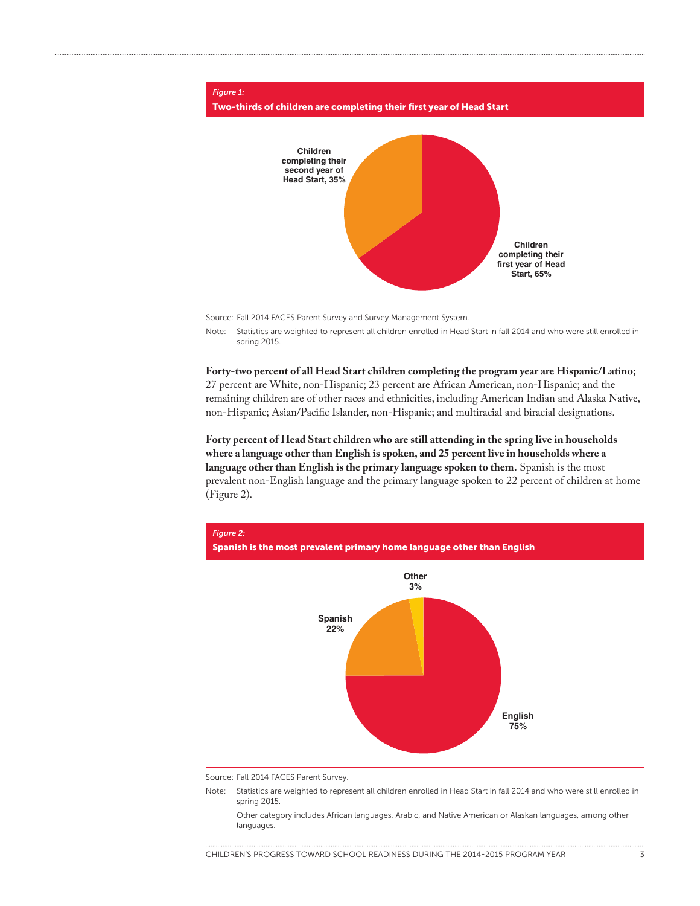*Figure 1:*

**Two-thirds of children are completing their first year of Head Start**

Children completing their second year of Head Start, 35%

Children completing their first year of Head Start, 65%

Source: Fall 2014 FACES Parent Survey and Survey Management System.

Note: Statistics are weighted to represent all children enrolled in Head Start in fall 2014 and who were still enrolled in spring 2015.

**Forty-two percent of all Head Start children completing the program year are Hispanic/Latino;** 27 percent are White, non-Hispanic; 23 percent are African American, non-Hispanic; and the remaining children are of other races and ethnicities, including American Indian and Alaska Native, non-Hispanic; Asian/Pacific Islander, non-Hispanic; and multiracial and biracial designations.

**Forty percent of Head Start children who are still attending in the spring live in households where a language other than English is spoken, and 25 percent live in households where a language other than English is the primary language spoken to them.** Spanish is the most prevalent non-English language and the primary language spoken to 22 percent of children at home (Figure 2).

*Figure 2:*

**Spanish is the most prevalent primary home language other than English**

Other 3%

Spanish 22%

English 75%

Source: Fall 2014 FACES Parent Survey.

Note: Statistics are weighted to represent all children enrolled in Head Start in fall 2014 and who were still enrolled in spring 2015.

Other category includes African languages, Arabic, and Native American or Alaskan languages, among other languages.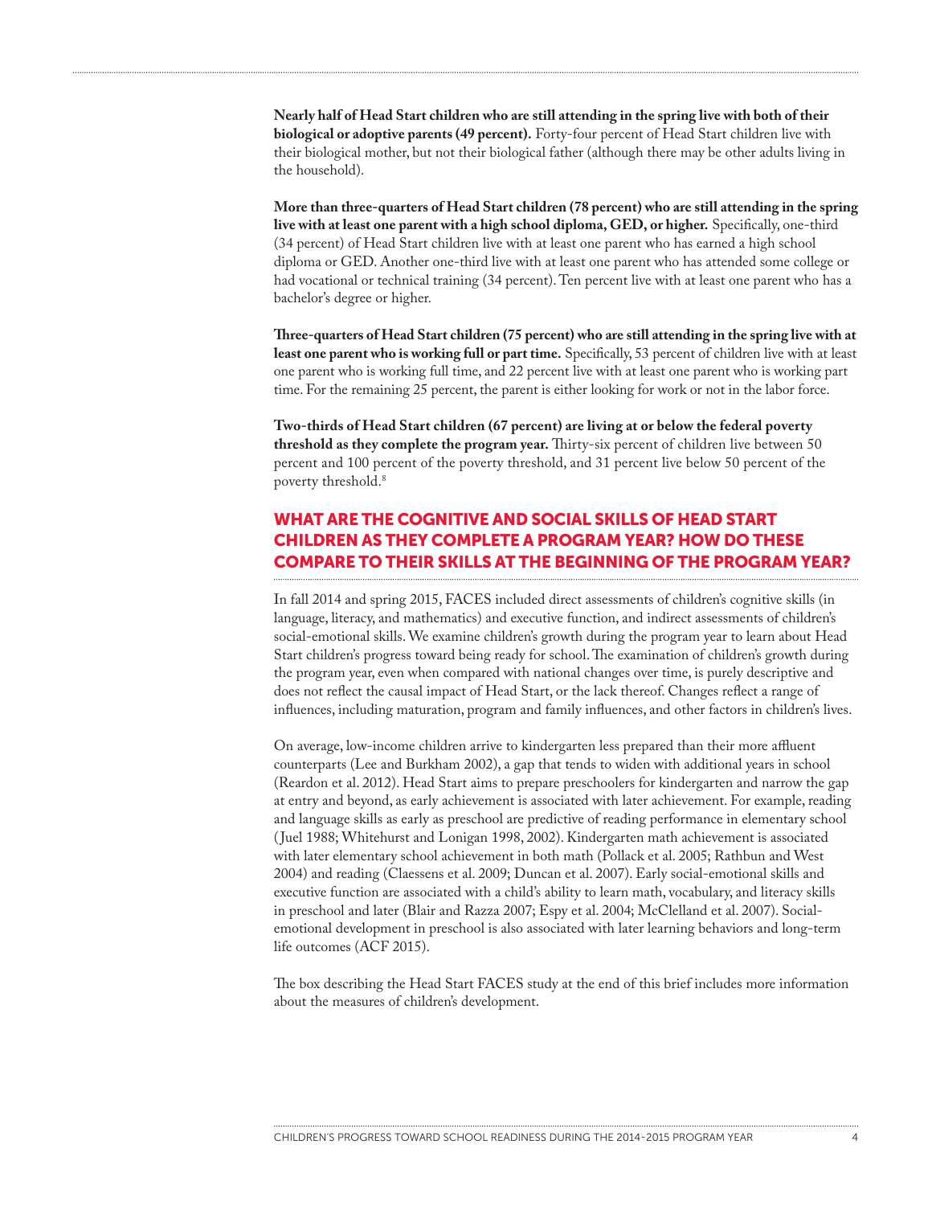**Nearly half of Head Start children who are still attending in the spring live with both of their biological or adoptive parents (49 percent).** Forty-four percent of Head Start children live with their biological mother, but not their biological father (although there may be other adults living in the household).

**More than three-quarters of Head Start children (78 percent) who are still attending in the spring live with at least one parent with a high school diploma, GED, or higher.** Specifically, one-third (34 percent) of Head Start children live with at least one parent who has earned a high school diploma or GED. Another one-third live with at least one parent who has attended some college or had vocational or technical training (34 percent). Ten percent live with at least one parent who has a bachelor's degree or higher.

**Three-quarters of Head Start children (75 percent) who are still attending in the spring live with at least one parent who is working full or part time.** Specifically, 53 percent of children live with at least one parent who is working full time, and 22 percent live with at least one parent who is working part time. For the remaining 25 percent, the parent is either looking for work or not in the labor force.

**Two-thirds of Head Start children (67 percent) are living at or below the federal poverty threshold as they complete the program year.** Thirty-six percent of children live between 50 percent and 100 percent of the poverty threshold, and 31 percent live below 50 percent of the poverty threshold.[8]

## WHAT ARE THE COGNITIVE AND SOCIAL SKILLS OF HEAD START CHILDREN AS THEY COMPLETE A PROGRAM YEAR? HOW DO THESE COMPARE TO THEIR SKILLS AT THE BEGINNING OF THE PROGRAM YEAR?

In fall 2014 and spring 2015, FACES included direct assessments of children's cognitive skills (in language, literacy, and mathematics) and executive function, and indirect assessments of children's social-emotional skills. We examine children's growth during the program year to learn about Head Start children's progress toward being ready for school. The examination of children's growth during the program year, even when compared with national changes over time, is purely descriptive and does not reflect the causal impact of Head Start, or the lack thereof. Changes reflect a range of influences, including maturation, program and family influences, and other factors in children's lives.

On average, low-income children arrive to kindergarten less prepared than their more affluent counterparts (Lee and Burkham 2002), a gap that tends to widen with additional years in school (Reardon et al. 2012). Head Start aims to prepare preschoolers for kindergarten and narrow the gap at entry and beyond, as early achievement is associated with later achievement. For example, reading and language skills as early as preschool are predictive of reading performance in elementary school (Juel 1988; Whitehurst and Lonigan 1998, 2002). Kindergarten math achievement is associated with later elementary school achievement in both math (Pollack et al. 2005; Rathbun and West 2004) and reading (Claessens et al. 2009; Duncan et al. 2007). Early social-emotional skills and executive function are associated with a child's ability to learn math, vocabulary, and literacy skills in preschool and later (Blair and Razza 2007; Espy et al. 2004; McClelland et al. 2007). Social-emotional development in preschool is also associated with later learning behaviors and long-term life outcomes (ACF 2015).

The box describing the Head Start FACES study at the end of this brief includes more information about the measures of children's development.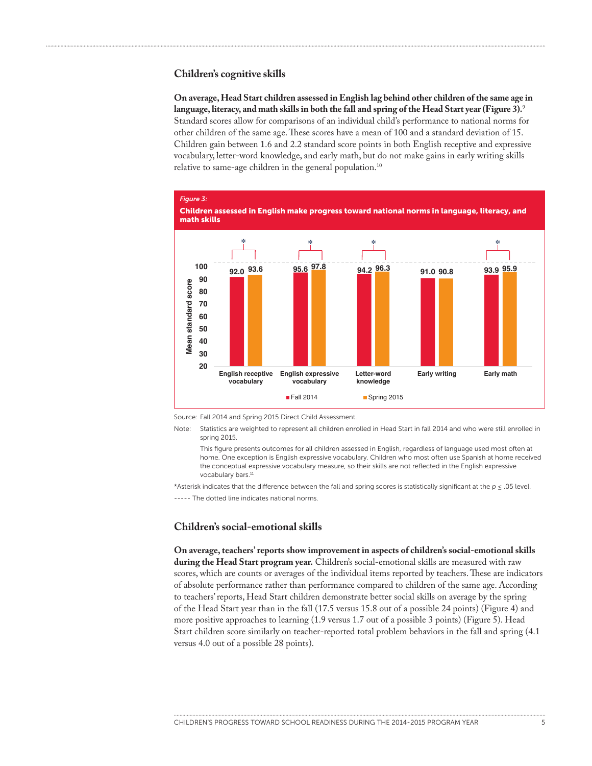## Children's cognitive skills

**On average, Head Start children assessed in English lag behind other children of the same age in language, literacy, and math skills in both the fall and spring of the Head Start year (Figure 3).**[9] Standard scores allow for comparisons of an individual child's performance to national norms for other children of the same age. These scores have a mean of 100 and a standard deviation of 15. Children gain between 1.6 and 2.2 standard score points in both English receptive and expressive vocabulary, letter-word knowledge, and early math, but do not make gains in early writing skills relative to same-age children in the general population.[10]

*Figure 3:*

**Children assessed in English make progress toward national norms in language, literacy, and math skills**

| Mean standard score | Fall 2014 | Spring 2015 |
| --- | --- | --- |
| English receptive vocabulary* | 92.0 | 93.6 |
| English expressive vocabulary* | 95.6 | 97.8 |
| Letter-word knowledge* | 94.2 | 96.3 |
| Early writing | 91.0 | 90.8 |
| Early math* | 93.9 | 95.9 |

Source: Fall 2014 and Spring 2015 Direct Child Assessment.

Note: Statistics are weighted to represent all children enrolled in Head Start in fall 2014 and who were still enrolled in spring 2015.

This figure presents outcomes for all children assessed in English, regardless of language used most often at home. One exception is English expressive vocabulary. Children who most often use Spanish at home received the conceptual expressive vocabulary measure, so their skills are not reflected in the English expressive vocabulary bars.[11]

*Asterisk indicates that the difference between the fall and spring scores is statistically significant at the $p \leq .05$ level.

----- The dotted line indicates national norms.

## Children's social-emotional skills

**On average, teachers' reports show improvement in aspects of children's social-emotional skills during the Head Start program year.** Children's social-emotional skills are measured with raw scores, which are counts or averages of the individual items reported by teachers. These are indicators of absolute performance rather than performance compared to children of the same age. According to teachers' reports, Head Start children demonstrate better social skills on average by the spring of the Head Start year than in the fall (17.5 versus 15.8 out of a possible 24 points) (Figure 4) and more positive approaches to learning (1.9 versus 1.7 out of a possible 3 points) (Figure 5). Head Start children score similarly on teacher-reported total problem behaviors in the fall and spring (4.1 versus 4.0 out of a possible 28 points).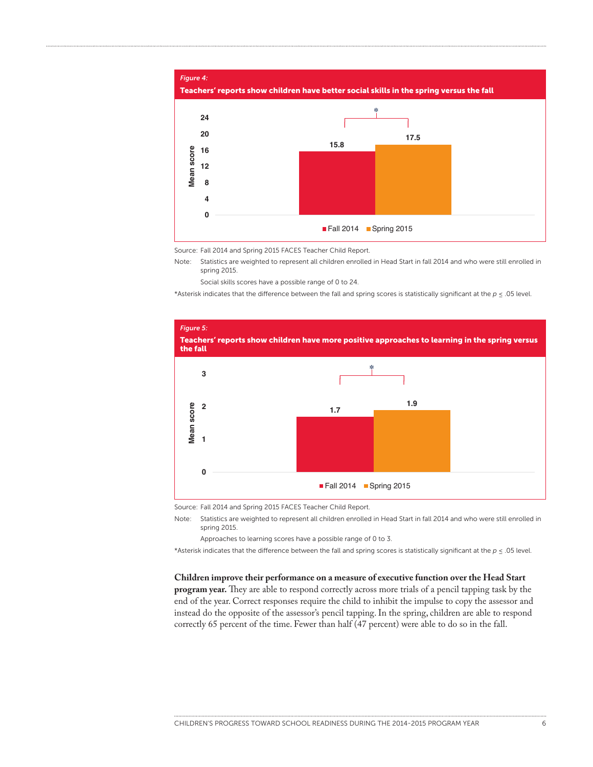*Figure 4:*

**Teachers' reports show children have better social skills in the spring versus the fall**

| | Fall 2014 | Spring 2015 |
|---|---|---|
| Mean score | 15.8 | 17.5* |

Source: Fall 2014 and Spring 2015 FACES Teacher Child Report.

Note: Statistics are weighted to represent all children enrolled in Head Start in fall 2014 and who were still enrolled in spring 2015.

Social skills scores have a possible range of 0 to 24.

*Asterisk indicates that the difference between the fall and spring scores is statistically significant at the $p \leq .05$ level.

*Figure 5:*

**Teachers' reports show children have more positive approaches to learning in the spring versus the fall**

| | Fall 2014 | Spring 2015 |
|---|---|---|
| Mean score | 1.7 | 1.9* |

Source: Fall 2014 and Spring 2015 FACES Teacher Child Report.

Note: Statistics are weighted to represent all children enrolled in Head Start in fall 2014 and who were still enrolled in spring 2015.

Approaches to learning scores have a possible range of 0 to 3.

*Asterisk indicates that the difference between the fall and spring scores is statistically significant at the $p \leq .05$ level.

**Children improve their performance on a measure of executive function over the Head Start program year.** They are able to respond correctly across more trials of a pencil tapping task by the end of the year. Correct responses require the child to inhibit the impulse to copy the assessor and instead do the opposite of the assessor's pencil tapping. In the spring, children are able to respond correctly 65 percent of the time. Fewer than half (47 percent) were able to do so in the fall.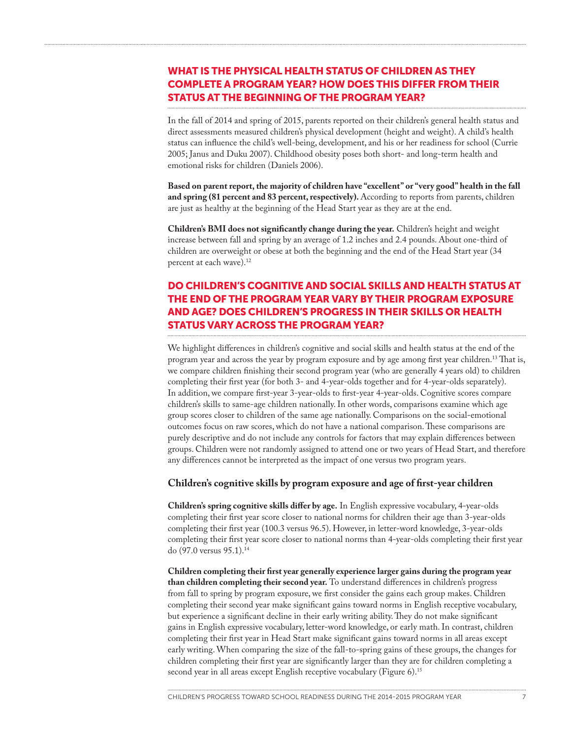## WHAT IS THE PHYSICAL HEALTH STATUS OF CHILDREN AS THEY COMPLETE A PROGRAM YEAR? HOW DOES THIS DIFFER FROM THEIR STATUS AT THE BEGINNING OF THE PROGRAM YEAR?

In the fall of 2014 and spring of 2015, parents reported on their children's general health status and direct assessments measured children's physical development (height and weight). A child's health status can influence the child's well-being, development, and his or her readiness for school (Currie 2005; Janus and Duku 2007). Childhood obesity poses both short- and long-term health and emotional risks for children (Daniels 2006).

**Based on parent report, the majority of children have "excellent" or "very good" health in the fall and spring (81 percent and 83 percent, respectively).** According to reports from parents, children are just as healthy at the beginning of the Head Start year as they are at the end.

**Children's BMI does not significantly change during the year.** Children's height and weight increase between fall and spring by an average of 1.2 inches and 2.4 pounds. About one-third of children are overweight or obese at both the beginning and the end of the Head Start year (34 percent at each wave).[12]

## DO CHILDREN'S COGNITIVE AND SOCIAL SKILLS AND HEALTH STATUS AT THE END OF THE PROGRAM YEAR VARY BY THEIR PROGRAM EXPOSURE AND AGE? DOES CHILDREN'S PROGRESS IN THEIR SKILLS OR HEALTH STATUS VARY ACROSS THE PROGRAM YEAR?

We highlight differences in children's cognitive and social skills and health status at the end of the program year and across the year by program exposure and by age among first year children.[13] That is, we compare children finishing their second program year (who are generally 4 years old) to children completing their first year (for both 3- and 4-year-olds together and for 4-year-olds separately). In addition, we compare first-year 3-year-olds to first-year 4-year-olds. Cognitive scores compare children's skills to same-age children nationally. In other words, comparisons examine which age group scores closer to children of the same age nationally. Comparisons on the social-emotional outcomes focus on raw scores, which do not have a national comparison. These comparisons are purely descriptive and do not include any controls for factors that may explain differences between groups. Children were not randomly assigned to attend one or two years of Head Start, and therefore any differences cannot be interpreted as the impact of one versus two program years.

### Children's cognitive skills by program exposure and age of first-year children

**Children's spring cognitive skills differ by age.** In English expressive vocabulary, 4-year-olds completing their first year score closer to national norms for children their age than 3-year-olds completing their first year (100.3 versus 96.5). However, in letter-word knowledge, 3-year-olds completing their first year score closer to national norms than 4-year-olds completing their first year do (97.0 versus 95.1).[14]

**Children completing their first year generally experience larger gains during the program year than children completing their second year.** To understand differences in children's progress from fall to spring by program exposure, we first consider the gains each group makes. Children completing their second year make significant gains toward norms in English receptive vocabulary, but experience a significant decline in their early writing ability. They do not make significant gains in English expressive vocabulary, letter-word knowledge, or early math. In contrast, children completing their first year in Head Start make significant gains toward norms in all areas except early writing. When comparing the size of the fall-to-spring gains of these groups, the changes for children completing their first year are significantly larger than they are for children completing a second year in all areas except English receptive vocabulary (Figure 6).[15]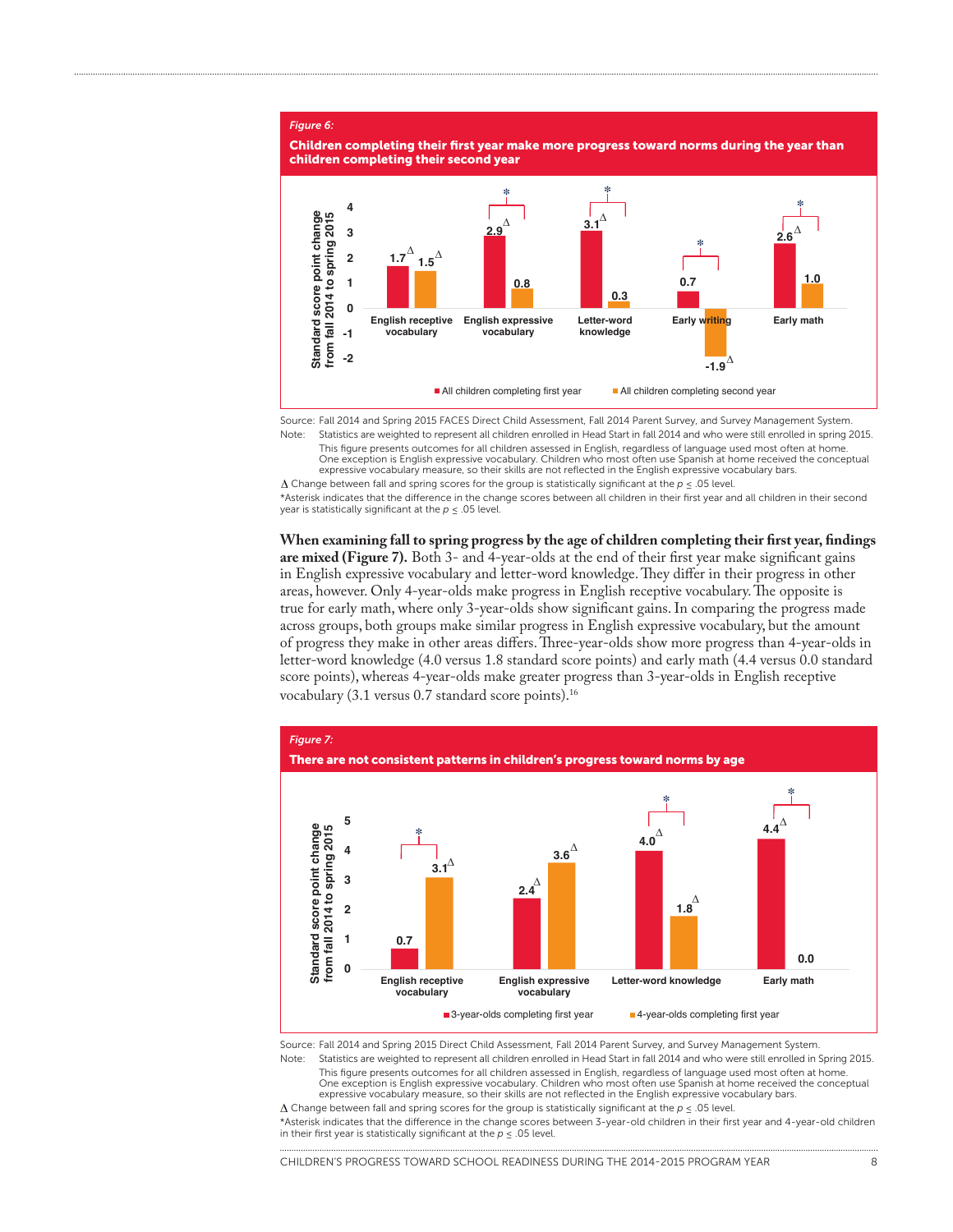*Figure 6:*

**Children completing their first year make more progress toward norms during the year than children completing their second year**

| | All children completing first year | All children completing second year |
|---|---|---|
| English receptive vocabulary | 1.7Δ | 1.5Δ |
| English expressive vocabulary* | 2.9Δ | 0.8 |
| Letter-word knowledge* | 3.1Δ | 0.3 |
| Early writing* | 0.7 | -1.9Δ |
| Early math* | 2.6Δ | 1.0 |

Standard score point change from fall 2014 to spring 2015

Source: Fall 2014 and Spring 2015 FACES Direct Child Assessment, Fall 2014 Parent Survey, and Survey Management System.

Note: Statistics are weighted to represent all children enrolled in Head Start in fall 2014 and who were still enrolled in spring 2015. This figure presents outcomes for all children assessed in English, regardless of language used most often at home. One exception is English expressive vocabulary. Children who most often use Spanish at home received the conceptual expressive vocabulary measure, so their skills are not reflected in the English expressive vocabulary bars.

Δ Change between fall and spring scores for the group is statistically significant at the $p \leq .05$ level.

*Asterisk indicates that the difference in the change scores between all children in their first year and all children in their second year is statistically significant at the $p \leq .05$ level.

**When examining fall to spring progress by the age of children completing their first year, findings are mixed (Figure 7).** Both 3- and 4-year-olds at the end of their first year make significant gains in English expressive vocabulary and letter-word knowledge. They differ in their progress in other areas, however. Only 4-year-olds make progress in English receptive vocabulary. The opposite is true for early math, where only 3-year-olds show significant gains. In comparing the progress made across groups, both groups make similar progress in English expressive vocabulary, but the amount of progress they make in other areas differs. Three-year-olds show more progress than 4-year-olds in letter-word knowledge (4.0 versus 1.8 standard score points) and early math (4.4 versus 0.0 standard score points), whereas 4-year-olds make greater progress than 3-year-olds in English receptive vocabulary (3.1 versus 0.7 standard score points).[16]

*Figure 7:*

**There are not consistent patterns in children's progress toward norms by age**

| | 3-year-olds completing first year | 4-year-olds completing first year |
|---|---|---|
| English receptive vocabulary* | 0.7 | 3.1Δ |
| English expressive vocabulary | 2.4Δ | 3.6Δ |
| Letter-word knowledge* | 4.0Δ | 1.8Δ |
| Early math* | 4.4Δ | 0.0 |

Standard score point change from fall 2014 to spring 2015

Source: Fall 2014 and Spring 2015 Direct Child Assessment, Fall 2014 Parent Survey, and Survey Management System.

Note: Statistics are weighted to represent all children enrolled in Head Start in fall 2014 and who were still enrolled in Spring 2015. This figure presents outcomes for all children assessed in English, regardless of language used most often at home. One exception is English expressive vocabulary. Children who most often use Spanish at home received the conceptual expressive vocabulary measure, so their skills are not reflected in the English expressive vocabulary bars.

Δ Change between fall and spring scores for the group is statistically significant at the $p \leq .05$ level.

*Asterisk indicates that the difference in the change scores between 3-year-old children in their first year and 4-year-old children in their first year is statistically significant at the $p \leq .05$ level.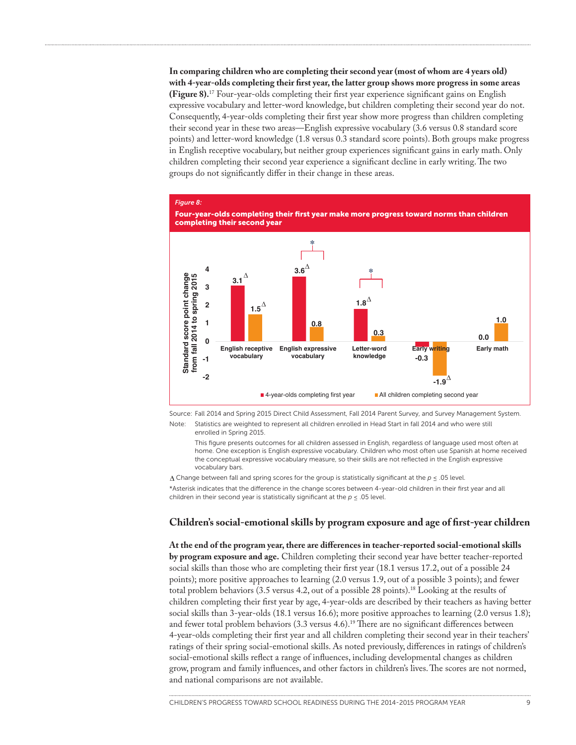**In comparing children who are completing their second year (most of whom are 4 years old) with 4-year-olds completing their first year, the latter group shows more progress in some areas (Figure 8).**[17] Four-year-olds completing their first year experience significant gains on English expressive vocabulary and letter-word knowledge, but children completing their second year do not. Consequently, 4-year-olds completing their first year show more progress than children completing their second year in these two areas—English expressive vocabulary (3.6 versus 0.8 standard score points) and letter-word knowledge (1.8 versus 0.3 standard score points). Both groups make progress in English receptive vocabulary, but neither group experiences significant gains in early math. Only children completing their second year experience a significant decline in early writing. The two groups do not significantly differ in their change in these areas.

*Figure 8:*

**Four-year-olds completing their first year make more progress toward norms than children completing their second year**

Standard score point change from fall 2014 to spring 2015

| | 4-year-olds completing first year | All children completing second year |
|---|---|---|
| English receptive vocabulary | 3.1 Δ | 1.5 Δ |
| English expressive vocabulary * | 3.6 Δ | 0.8 |
| Letter-word knowledge * | 1.8 Δ | 0.3 |
| Early writing | -0.3 | -1.9 Δ |
| Early math | 0.0 | 1.0 |

Source: Fall 2014 and Spring 2015 Direct Child Assessment, Fall 2014 Parent Survey, and Survey Management System.

Note: Statistics are weighted to represent all children enrolled in Head Start in fall 2014 and who were still enrolled in Spring 2015.

This figure presents outcomes for all children assessed in English, regardless of language used most often at home. One exception is English expressive vocabulary. Children who most often use Spanish at home received the conceptual expressive vocabulary measure, so their skills are not reflected in the English expressive vocabulary bars.

Δ Change between fall and spring scores for the group is statistically significant at the $p \leq .05$ level.

*Asterisk indicates that the difference in the change scores between 4-year-old children in their first year and all children in their second year is statistically significant at the $p \leq .05$ level.

## Children's social-emotional skills by program exposure and age of first-year children

**At the end of the program year, there are differences in teacher-reported social-emotional skills by program exposure and age.** Children completing their second year have better teacher-reported social skills than those who are completing their first year (18.1 versus 17.2, out of a possible 24 points); more positive approaches to learning (2.0 versus 1.9, out of a possible 3 points); and fewer total problem behaviors (3.5 versus 4.2, out of a possible 28 points).[18] Looking at the results of children completing their first year by age, 4-year-olds are described by their teachers as having better social skills than 3-year-olds (18.1 versus 16.6); more positive approaches to learning (2.0 versus 1.8); and fewer total problem behaviors (3.3 versus 4.6).[19] There are no significant differences between 4-year-olds completing their first year and all children completing their second year in their teachers' ratings of their spring social-emotional skills. As noted previously, differences in ratings of children's social-emotional skills reflect a range of influences, including developmental changes as children grow, program and family influences, and other factors in children's lives. The scores are not normed, and national comparisons are not available.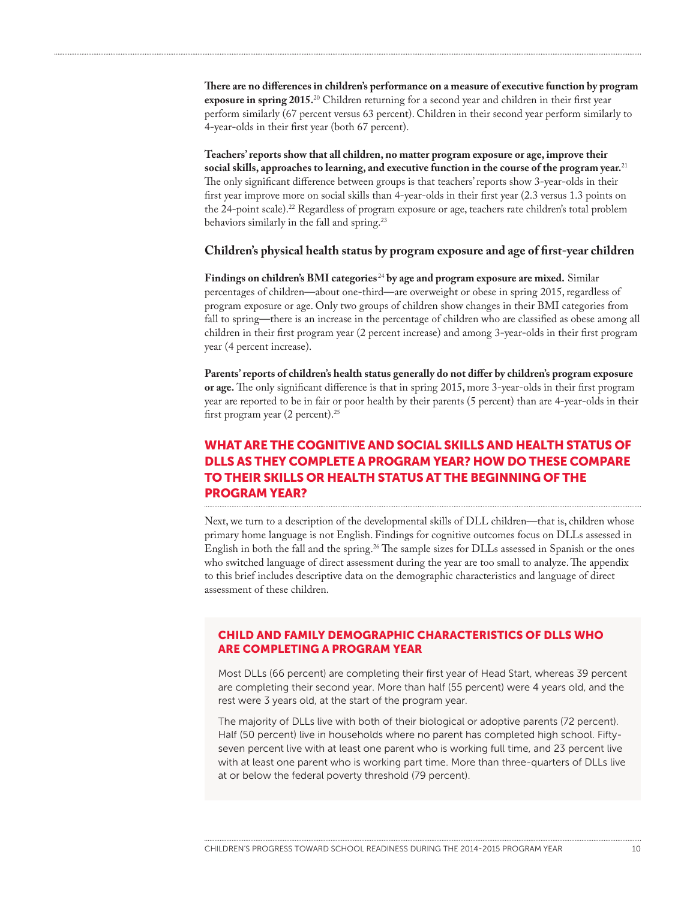**There are no differences in children's performance on a measure of executive function by program exposure in spring 2015.**[20] Children returning for a second year and children in their first year perform similarly (67 percent versus 63 percent). Children in their second year perform similarly to 4-year-olds in their first year (both 67 percent).

**Teachers' reports show that all children, no matter program exposure or age, improve their social skills, approaches to learning, and executive function in the course of the program year.**[21] The only significant difference between groups is that teachers' reports show 3-year-olds in their first year improve more on social skills than 4-year-olds in their first year (2.3 versus 1.3 points on the 24-point scale).[22] Regardless of program exposure or age, teachers rate children's total problem behaviors similarly in the fall and spring.[23]

### Children's physical health status by program exposure and age of first-year children

**Findings on children's BMI categories**[24] **by age and program exposure are mixed.** Similar percentages of children—about one-third—are overweight or obese in spring 2015, regardless of program exposure or age. Only two groups of children show changes in their BMI categories from fall to spring—there is an increase in the percentage of children who are classified as obese among all children in their first program year (2 percent increase) and among 3-year-olds in their first program year (4 percent increase).

**Parents' reports of children's health status generally do not differ by children's program exposure or age.** The only significant difference is that in spring 2015, more 3-year-olds in their first program year are reported to be in fair or poor health by their parents (5 percent) than are 4-year-olds in their first program year (2 percent).[25]

## WHAT ARE THE COGNITIVE AND SOCIAL SKILLS AND HEALTH STATUS OF DLLS AS THEY COMPLETE A PROGRAM YEAR? HOW DO THESE COMPARE TO THEIR SKILLS OR HEALTH STATUS AT THE BEGINNING OF THE PROGRAM YEAR?

Next, we turn to a description of the developmental skills of DLL children—that is, children whose primary home language is not English. Findings for cognitive outcomes focus on DLLs assessed in English in both the fall and the spring.[26] The sample sizes for DLLs assessed in Spanish or the ones who switched language of direct assessment during the year are too small to analyze. The appendix to this brief includes descriptive data on the demographic characteristics and language of direct assessment of these children.

### CHILD AND FAMILY DEMOGRAPHIC CHARACTERISTICS OF DLLS WHO ARE COMPLETING A PROGRAM YEAR

Most DLLs (66 percent) are completing their first year of Head Start, whereas 39 percent are completing their second year. More than half (55 percent) were 4 years old, and the rest were 3 years old, at the start of the program year.

The majority of DLLs live with both of their biological or adoptive parents (72 percent). Half (50 percent) live in households where no parent has completed high school. Fifty-seven percent live with at least one parent who is working full time, and 23 percent live with at least one parent who is working part time. More than three-quarters of DLLs live at or below the federal poverty threshold (79 percent).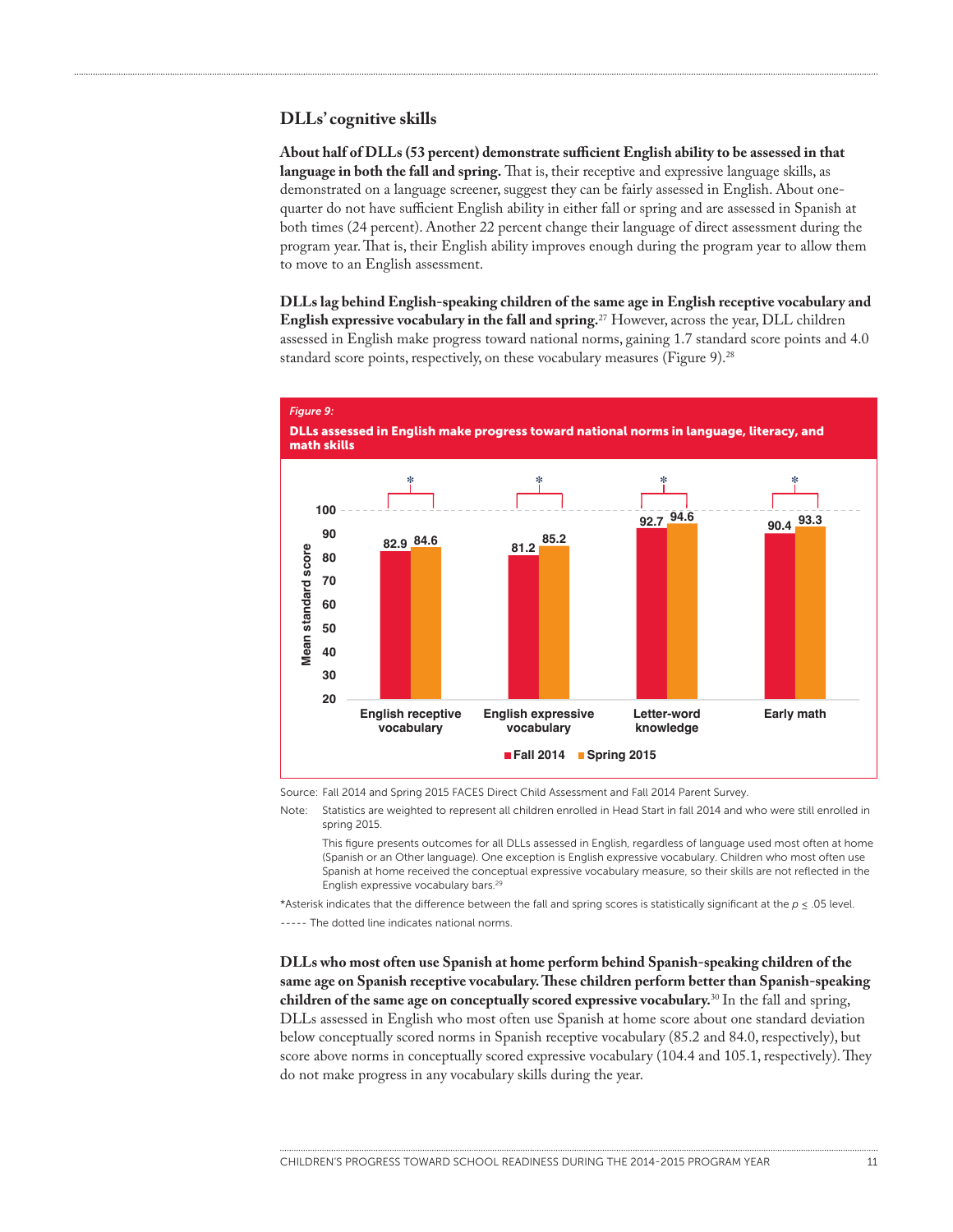## DLLs' cognitive skills

**About half of DLLs (53 percent) demonstrate sufficient English ability to be assessed in that language in both the fall and spring.** That is, their receptive and expressive language skills, as demonstrated on a language screener, suggest they can be fairly assessed in English. About one-quarter do not have sufficient English ability in either fall or spring and are assessed in Spanish at both times (24 percent). Another 22 percent change their language of direct assessment during the program year. That is, their English ability improves enough during the program year to allow them to move to an English assessment.

**DLLs lag behind English-speaking children of the same age in English receptive vocabulary and English expressive vocabulary in the fall and spring.**[27] However, across the year, DLL children assessed in English make progress toward national norms, gaining 1.7 standard score points and 4.0 standard score points, respectively, on these vocabulary measures (Figure 9).[28]

*Figure 9:*

**DLLs assessed in English make progress toward national norms in language, literacy, and math skills**

| Mean standard score | Fall 2014 | Spring 2015 |
| --- | --- | --- |
| English receptive vocabulary* | 82.9 | 84.6 |
| English expressive vocabulary* | 81.2 | 85.2 |
| Letter-word knowledge* | 92.7 | 94.6 |
| Early math* | 90.4 | 93.3 |

Source: Fall 2014 and Spring 2015 FACES Direct Child Assessment and Fall 2014 Parent Survey.

Note: Statistics are weighted to represent all children enrolled in Head Start in fall 2014 and who were still enrolled in spring 2015.

This figure presents outcomes for all DLLs assessed in English, regardless of language used most often at home (Spanish or an Other language). One exception is English expressive vocabulary. Children who most often use Spanish at home received the conceptual expressive vocabulary measure, so their skills are not reflected in the English expressive vocabulary bars.[29]

*Asterisk indicates that the difference between the fall and spring scores is statistically significant at the $p \leq .05$ level.

----- The dotted line indicates national norms.

**DLLs who most often use Spanish at home perform behind Spanish-speaking children of the same age on Spanish receptive vocabulary. These children perform better than Spanish-speaking children of the same age on conceptually scored expressive vocabulary.**[30] In the fall and spring, DLLs assessed in English who most often use Spanish at home score about one standard deviation below conceptually scored norms in Spanish receptive vocabulary (85.2 and 84.0, respectively), but score above norms in conceptually scored expressive vocabulary (104.4 and 105.1, respectively). They do not make progress in any vocabulary skills during the year.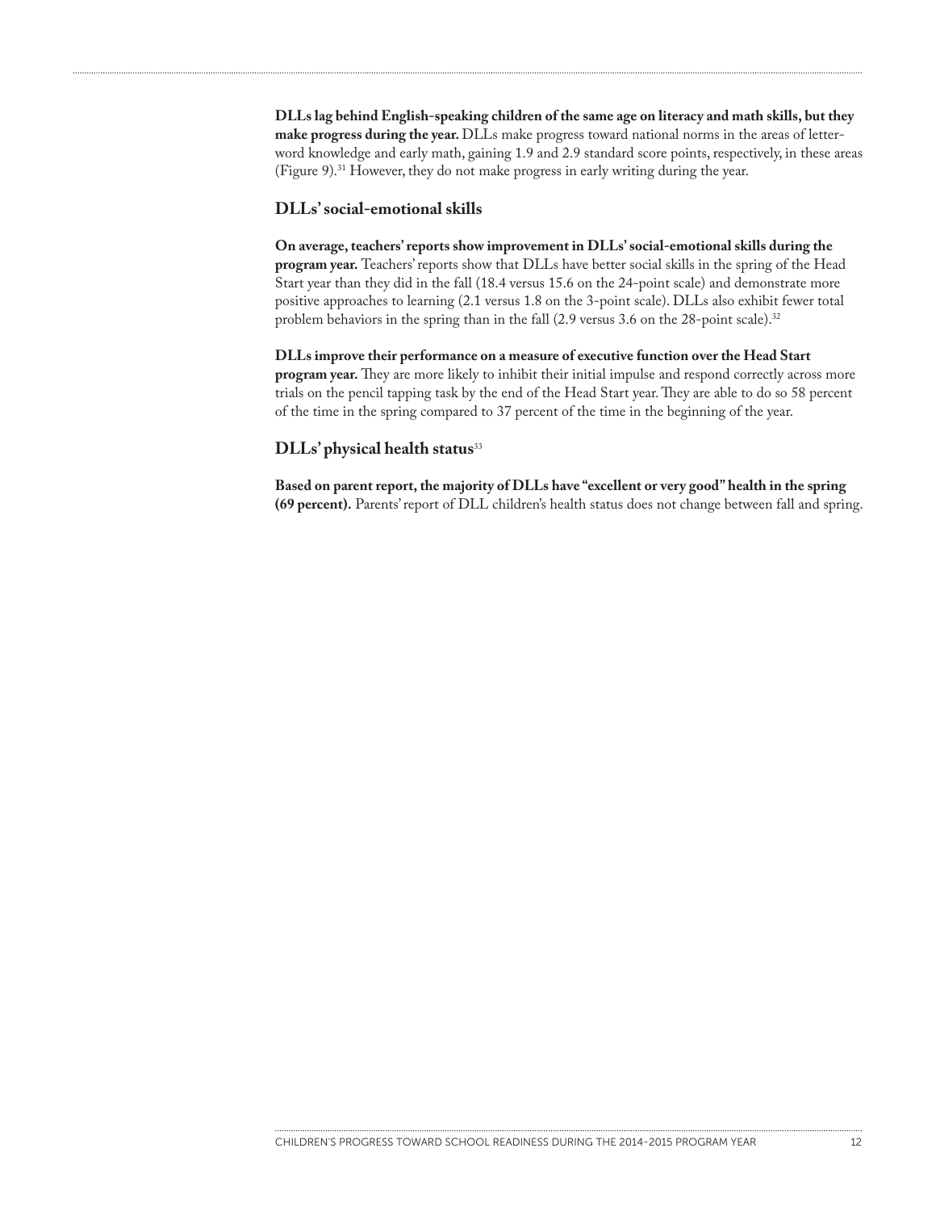**DLLs lag behind English-speaking children of the same age on literacy and math skills, but they make progress during the year.** DLLs make progress toward national norms in the areas of letter-word knowledge and early math, gaining 1.9 and 2.9 standard score points, respectively, in these areas (Figure 9).[31] However, they do not make progress in early writing during the year.

## DLLs' social-emotional skills

**On average, teachers' reports show improvement in DLLs' social-emotional skills during the program year.** Teachers' reports show that DLLs have better social skills in the spring of the Head Start year than they did in the fall (18.4 versus 15.6 on the 24-point scale) and demonstrate more positive approaches to learning (2.1 versus 1.8 on the 3-point scale). DLLs also exhibit fewer total problem behaviors in the spring than in the fall (2.9 versus 3.6 on the 28-point scale).[32]

**DLLs improve their performance on a measure of executive function over the Head Start program year.** They are more likely to inhibit their initial impulse and respond correctly across more trials on the pencil tapping task by the end of the Head Start year. They are able to do so 58 percent of the time in the spring compared to 37 percent of the time in the beginning of the year.

## DLLs' physical health status[33]

**Based on parent report, the majority of DLLs have "excellent or very good" health in the spring (69 percent).** Parents' report of DLL children's health status does not change between fall and spring.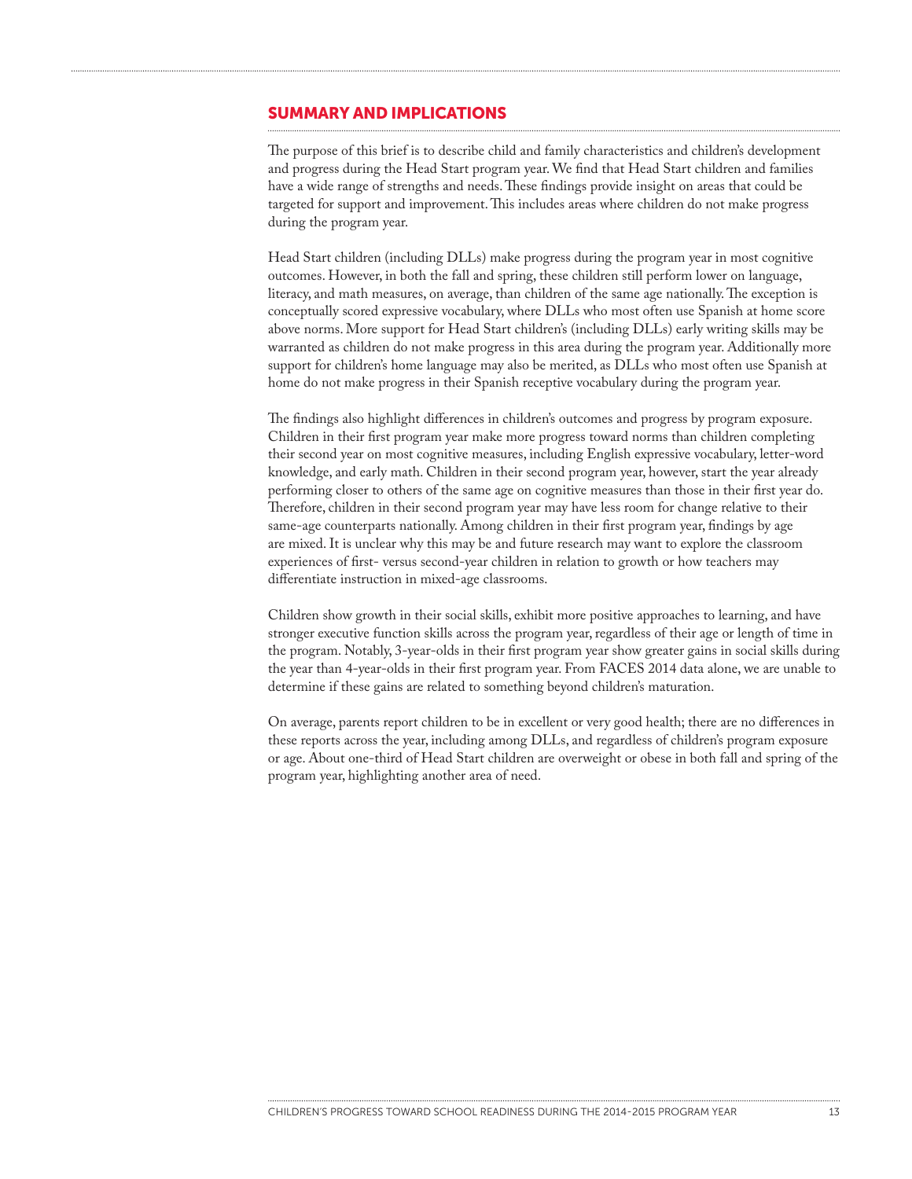## SUMMARY AND IMPLICATIONS

The purpose of this brief is to describe child and family characteristics and children's development and progress during the Head Start program year. We find that Head Start children and families have a wide range of strengths and needs. These findings provide insight on areas that could be targeted for support and improvement. This includes areas where children do not make progress during the program year.

Head Start children (including DLLs) make progress during the program year in most cognitive outcomes. However, in both the fall and spring, these children still perform lower on language, literacy, and math measures, on average, than children of the same age nationally. The exception is conceptually scored expressive vocabulary, where DLLs who most often use Spanish at home score above norms. More support for Head Start children's (including DLLs) early writing skills may be warranted as children do not make progress in this area during the program year. Additionally more support for children's home language may also be merited, as DLLs who most often use Spanish at home do not make progress in their Spanish receptive vocabulary during the program year.

The findings also highlight differences in children's outcomes and progress by program exposure. Children in their first program year make more progress toward norms than children completing their second year on most cognitive measures, including English expressive vocabulary, letter-word knowledge, and early math. Children in their second program year, however, start the year already performing closer to others of the same age on cognitive measures than those in their first year do. Therefore, children in their second program year may have less room for change relative to their same-age counterparts nationally. Among children in their first program year, findings by age are mixed. It is unclear why this may be and future research may want to explore the classroom experiences of first- versus second-year children in relation to growth or how teachers may differentiate instruction in mixed-age classrooms.

Children show growth in their social skills, exhibit more positive approaches to learning, and have stronger executive function skills across the program year, regardless of their age or length of time in the program. Notably, 3-year-olds in their first program year show greater gains in social skills during the year than 4-year-olds in their first program year. From FACES 2014 data alone, we are unable to determine if these gains are related to something beyond children's maturation.

On average, parents report children to be in excellent or very good health; there are no differences in these reports across the year, including among DLLs, and regardless of children's program exposure or age. About one-third of Head Start children are overweight or obese in both fall and spring of the program year, highlighting another area of need.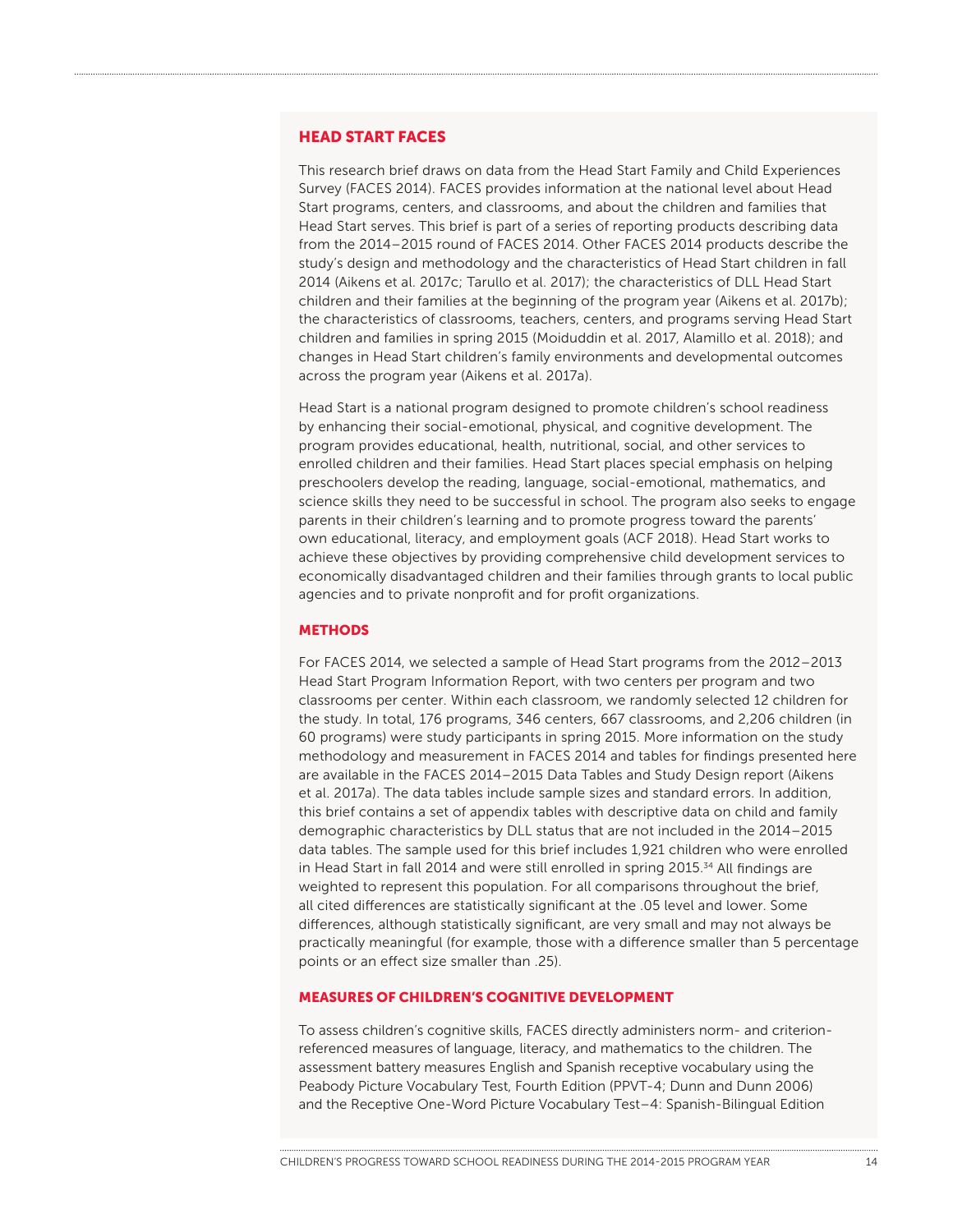## HEAD START FACES

This research brief draws on data from the Head Start Family and Child Experiences Survey (FACES 2014). FACES provides information at the national level about Head Start programs, centers, and classrooms, and about the children and families that Head Start serves. This brief is part of a series of reporting products describing data from the 2014–2015 round of FACES 2014. Other FACES 2014 products describe the study's design and methodology and the characteristics of Head Start children in fall 2014 (Aikens et al. 2017c; Tarullo et al. 2017); the characteristics of DLL Head Start children and their families at the beginning of the program year (Aikens et al. 2017b); the characteristics of classrooms, teachers, centers, and programs serving Head Start children and families in spring 2015 (Moiduddin et al. 2017, Alamillo et al. 2018); and changes in Head Start children's family environments and developmental outcomes across the program year (Aikens et al. 2017a).

Head Start is a national program designed to promote children's school readiness by enhancing their social-emotional, physical, and cognitive development. The program provides educational, health, nutritional, social, and other services to enrolled children and their families. Head Start places special emphasis on helping preschoolers develop the reading, language, social-emotional, mathematics, and science skills they need to be successful in school. The program also seeks to engage parents in their children's learning and to promote progress toward the parents' own educational, literacy, and employment goals (ACF 2018). Head Start works to achieve these objectives by providing comprehensive child development services to economically disadvantaged children and their families through grants to local public agencies and to private nonprofit and for profit organizations.

### METHODS

For FACES 2014, we selected a sample of Head Start programs from the 2012–2013 Head Start Program Information Report, with two centers per program and two classrooms per center. Within each classroom, we randomly selected 12 children for the study. In total, 176 programs, 346 centers, 667 classrooms, and 2,206 children (in 60 programs) were study participants in spring 2015. More information on the study methodology and measurement in FACES 2014 and tables for findings presented here are available in the FACES 2014–2015 Data Tables and Study Design report (Aikens et al. 2017a). The data tables include sample sizes and standard errors. In addition, this brief contains a set of appendix tables with descriptive data on child and family demographic characteristics by DLL status that are not included in the 2014–2015 data tables. The sample used for this brief includes 1,921 children who were enrolled in Head Start in fall 2014 and were still enrolled in spring 2015.[34] All findings are weighted to represent this population. For all comparisons throughout the brief, all cited differences are statistically significant at the .05 level and lower. Some differences, although statistically significant, are very small and may not always be practically meaningful (for example, those with a difference smaller than 5 percentage points or an effect size smaller than .25).

### MEASURES OF CHILDREN'S COGNITIVE DEVELOPMENT

To assess children's cognitive skills, FACES directly administers norm- and criterion-referenced measures of language, literacy, and mathematics to the children. The assessment battery measures English and Spanish receptive vocabulary using the Peabody Picture Vocabulary Test, Fourth Edition (PPVT-4; Dunn and Dunn 2006) and the Receptive One-Word Picture Vocabulary Test–4: Spanish-Bilingual Edition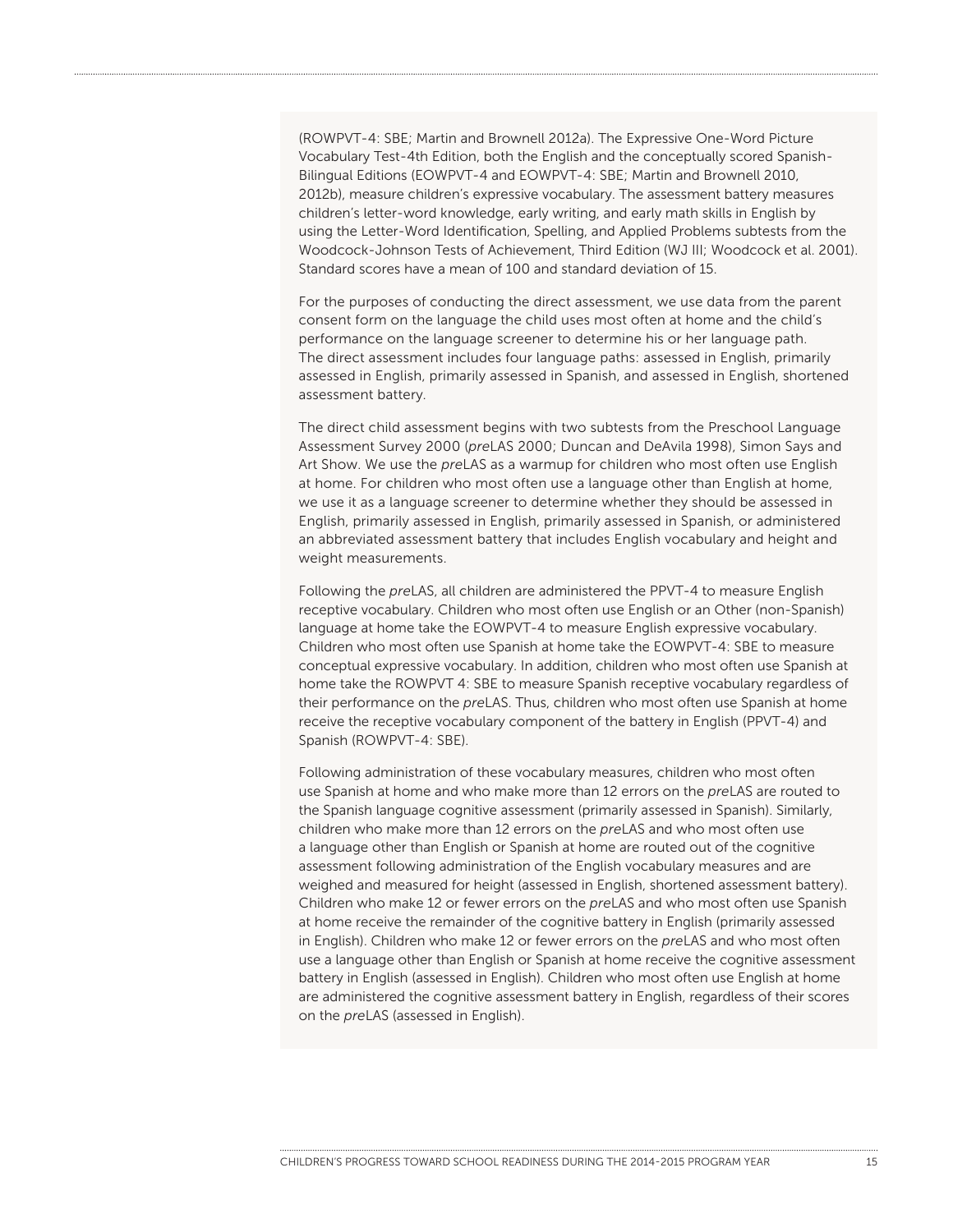(ROWPVT-4: SBE; Martin and Brownell 2012a). The Expressive One-Word Picture Vocabulary Test-4th Edition, both the English and the conceptually scored Spanish-Bilingual Editions (EOWPVT-4 and EOWPVT-4: SBE; Martin and Brownell 2010, 2012b), measure children's expressive vocabulary. The assessment battery measures children's letter-word knowledge, early writing, and early math skills in English by using the Letter-Word Identification, Spelling, and Applied Problems subtests from the Woodcock-Johnson Tests of Achievement, Third Edition (WJ III; Woodcock et al. 2001). Standard scores have a mean of 100 and standard deviation of 15.

For the purposes of conducting the direct assessment, we use data from the parent consent form on the language the child uses most often at home and the child's performance on the language screener to determine his or her language path. The direct assessment includes four language paths: assessed in English, primarily assessed in English, primarily assessed in Spanish, and assessed in English, shortened assessment battery.

The direct child assessment begins with two subtests from the Preschool Language Assessment Survey 2000 (*pre*LAS 2000; Duncan and DeAvila 1998), Simon Says and Art Show. We use the *pre*LAS as a warmup for children who most often use English at home. For children who most often use a language other than English at home, we use it as a language screener to determine whether they should be assessed in English, primarily assessed in English, primarily assessed in Spanish, or administered an abbreviated assessment battery that includes English vocabulary and height and weight measurements.

Following the *pre*LAS, all children are administered the PPVT-4 to measure English receptive vocabulary. Children who most often use English or an Other (non-Spanish) language at home take the EOWPVT-4 to measure English expressive vocabulary. Children who most often use Spanish at home take the EOWPVT-4: SBE to measure conceptual expressive vocabulary. In addition, children who most often use Spanish at home take the ROWPVT 4: SBE to measure Spanish receptive vocabulary regardless of their performance on the *pre*LAS. Thus, children who most often use Spanish at home receive the receptive vocabulary component of the battery in English (PPVT-4) and Spanish (ROWPVT-4: SBE).

Following administration of these vocabulary measures, children who most often use Spanish at home and who make more than 12 errors on the *pre*LAS are routed to the Spanish language cognitive assessment (primarily assessed in Spanish). Similarly, children who make more than 12 errors on the *pre*LAS and who most often use a language other than English or Spanish at home are routed out of the cognitive assessment following administration of the English vocabulary measures and are weighed and measured for height (assessed in English, shortened assessment battery). Children who make 12 or fewer errors on the *pre*LAS and who most often use Spanish at home receive the remainder of the cognitive battery in English (primarily assessed in English). Children who make 12 or fewer errors on the *pre*LAS and who most often use a language other than English or Spanish at home receive the cognitive assessment battery in English (assessed in English). Children who most often use English at home are administered the cognitive assessment battery in English, regardless of their scores on the *pre*LAS (assessed in English).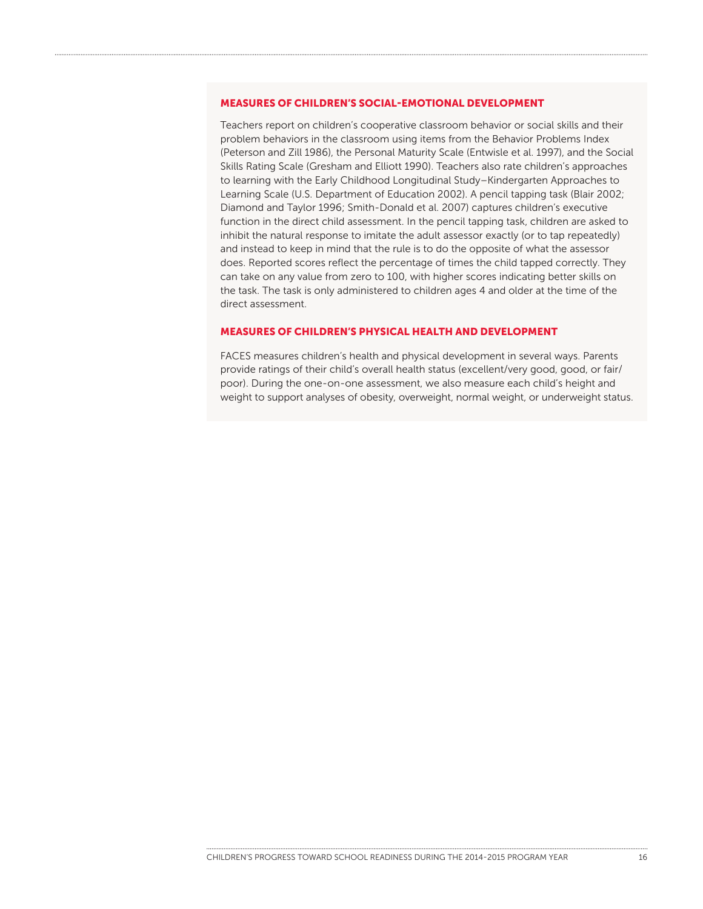### MEASURES OF CHILDREN'S SOCIAL-EMOTIONAL DEVELOPMENT

Teachers report on children's cooperative classroom behavior or social skills and their problem behaviors in the classroom using items from the Behavior Problems Index (Peterson and Zill 1986), the Personal Maturity Scale (Entwisle et al. 1997), and the Social Skills Rating Scale (Gresham and Elliott 1990). Teachers also rate children's approaches to learning with the Early Childhood Longitudinal Study–Kindergarten Approaches to Learning Scale (U.S. Department of Education 2002). A pencil tapping task (Blair 2002; Diamond and Taylor 1996; Smith-Donald et al. 2007) captures children's executive function in the direct child assessment. In the pencil tapping task, children are asked to inhibit the natural response to imitate the adult assessor exactly (or to tap repeatedly) and instead to keep in mind that the rule is to do the opposite of what the assessor does. Reported scores reflect the percentage of times the child tapped correctly. They can take on any value from zero to 100, with higher scores indicating better skills on the task. The task is only administered to children ages 4 and older at the time of the direct assessment.

### MEASURES OF CHILDREN'S PHYSICAL HEALTH AND DEVELOPMENT

FACES measures children's health and physical development in several ways. Parents provide ratings of their child's overall health status (excellent/very good, good, or fair/poor). During the one-on-one assessment, we also measure each child's height and weight to support analyses of obesity, overweight, normal weight, or underweight status.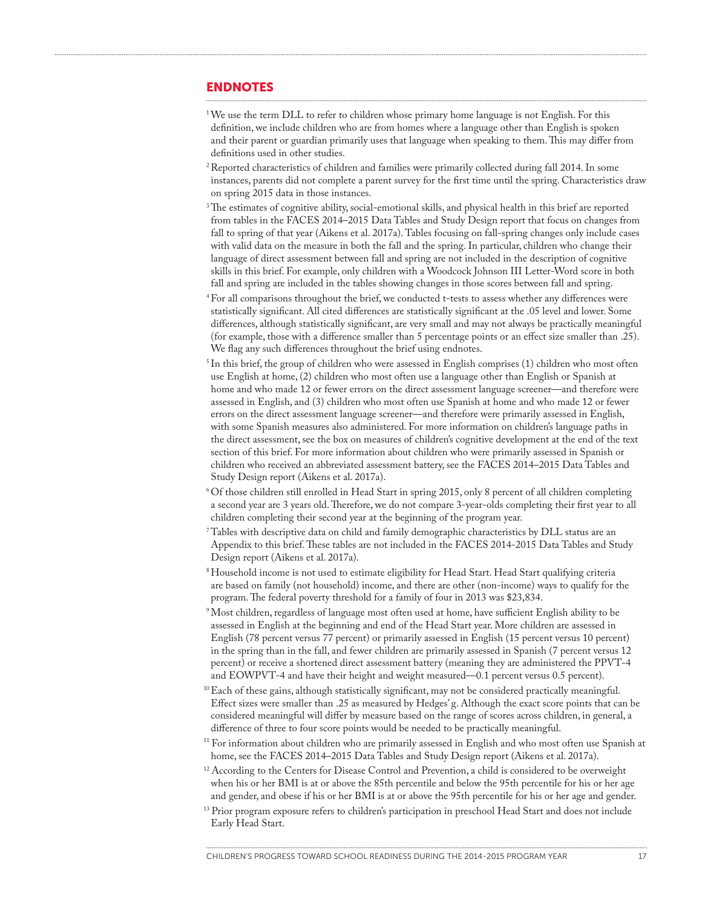## ENDNOTES

[1] We use the term DLL to refer to children whose primary home language is not English. For this definition, we include children who are from homes where a language other than English is spoken and their parent or guardian primarily uses that language when speaking to them. This may differ from definitions used in other studies.

[2] Reported characteristics of children and families were primarily collected during fall 2014. In some instances, parents did not complete a parent survey for the first time until the spring. Characteristics draw on spring 2015 data in those instances.

[3] The estimates of cognitive ability, social-emotional skills, and physical health in this brief are reported from tables in the FACES 2014–2015 Data Tables and Study Design report that focus on changes from fall to spring of that year (Aikens et al. 2017a). Tables focusing on fall-spring changes only include cases with valid data on the measure in both the fall and the spring. In particular, children who change their language of direct assessment between fall and spring are not included in the description of cognitive skills in this brief. For example, only children with a Woodcock Johnson III Letter-Word score in both fall and spring are included in the tables showing changes in those scores between fall and spring.

[4] For all comparisons throughout the brief, we conducted t-tests to assess whether any differences were statistically significant. All cited differences are statistically significant at the .05 level and lower. Some differences, although statistically significant, are very small and may not always be practically meaningful (for example, those with a difference smaller than 5 percentage points or an effect size smaller than .25). We flag any such differences throughout the brief using endnotes.

[5] In this brief, the group of children who were assessed in English comprises (1) children who most often use English at home, (2) children who most often use a language other than English or Spanish at home and who made 12 or fewer errors on the direct assessment language screener—and therefore were assessed in English, and (3) children who most often use Spanish at home and who made 12 or fewer errors on the direct assessment language screener—and therefore were primarily assessed in English, with some Spanish measures also administered. For more information on children's language paths in the direct assessment, see the box on measures of children's cognitive development at the end of the text section of this brief. For more information about children who were primarily assessed in Spanish or children who received an abbreviated assessment battery, see the FACES 2014–2015 Data Tables and Study Design report (Aikens et al. 2017a).

[6] Of those children still enrolled in Head Start in spring 2015, only 8 percent of all children completing a second year are 3 years old. Therefore, we do not compare 3-year-olds completing their first year to all children completing their second year at the beginning of the program year.

[7] Tables with descriptive data on child and family demographic characteristics by DLL status are an Appendix to this brief. These tables are not included in the FACES 2014-2015 Data Tables and Study Design report (Aikens et al. 2017a).

[8] Household income is not used to estimate eligibility for Head Start. Head Start qualifying criteria are based on family (not household) income, and there are other (non-income) ways to qualify for the program. The federal poverty threshold for a family of four in 2013 was $23,834.

[9] Most children, regardless of language most often used at home, have sufficient English ability to be assessed in English at the beginning and end of the Head Start year. More children are assessed in English (78 percent versus 77 percent) or primarily assessed in English (15 percent versus 10 percent) in the spring than in the fall, and fewer children are primarily assessed in Spanish (7 percent versus 12 percent) or receive a shortened direct assessment battery (meaning they are administered the PPVT-4 and EOWPVT-4 and have their height and weight measured—0.1 percent versus 0.5 percent).

[10] Each of these gains, although statistically significant, may not be considered practically meaningful. Effect sizes were smaller than .25 as measured by Hedges' g. Although the exact score points that can be considered meaningful will differ by measure based on the range of scores across children, in general, a difference of three to four score points would be needed to be practically meaningful.

[11] For information about children who are primarily assessed in English and who most often use Spanish at home, see the FACES 2014–2015 Data Tables and Study Design report (Aikens et al. 2017a).

[12] According to the Centers for Disease Control and Prevention, a child is considered to be overweight when his or her BMI is at or above the 85th percentile and below the 95th percentile for his or her age and gender, and obese if his or her BMI is at or above the 95th percentile for his or her age and gender.

[13] Prior program exposure refers to children's participation in preschool Head Start and does not include Early Head Start.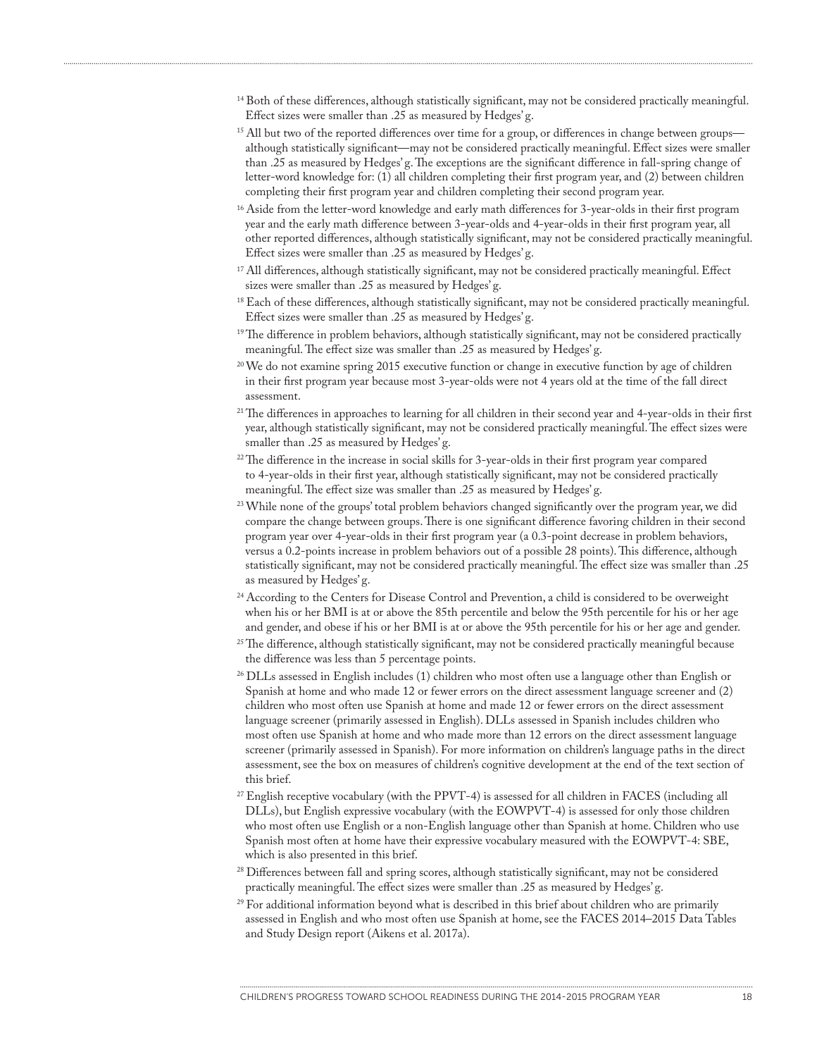[14] Both of these differences, although statistically significant, may not be considered practically meaningful. Effect sizes were smaller than .25 as measured by Hedges' g.

[15] All but two of the reported differences over time for a group, or differences in change between groups—although statistically significant—may not be considered practically meaningful. Effect sizes were smaller than .25 as measured by Hedges' g. The exceptions are the significant difference in fall-spring change of letter-word knowledge for: (1) all children completing their first program year, and (2) between children completing their first program year and children completing their second program year.

[16] Aside from the letter-word knowledge and early math differences for 3-year-olds in their first program year and the early math difference between 3-year-olds and 4-year-olds in their first program year, all other reported differences, although statistically significant, may not be considered practically meaningful. Effect sizes were smaller than .25 as measured by Hedges' g.

[17] All differences, although statistically significant, may not be considered practically meaningful. Effect sizes were smaller than .25 as measured by Hedges' g.

[18] Each of these differences, although statistically significant, may not be considered practically meaningful. Effect sizes were smaller than .25 as measured by Hedges' g.

[19] The difference in problem behaviors, although statistically significant, may not be considered practically meaningful. The effect size was smaller than .25 as measured by Hedges' g.

[20] We do not examine spring 2015 executive function or change in executive function by age of children in their first program year because most 3-year-olds were not 4 years old at the time of the fall direct assessment.

[21] The differences in approaches to learning for all children in their second year and 4-year-olds in their first year, although statistically significant, may not be considered practically meaningful. The effect sizes were smaller than .25 as measured by Hedges' g.

[22] The difference in the increase in social skills for 3-year-olds in their first program year compared to 4-year-olds in their first year, although statistically significant, may not be considered practically meaningful. The effect size was smaller than .25 as measured by Hedges' g.

[23] While none of the groups' total problem behaviors changed significantly over the program year, we did compare the change between groups. There is one significant difference favoring children in their second program year over 4-year-olds in their first program year (a 0.3-point decrease in problem behaviors, versus a 0.2-points increase in problem behaviors out of a possible 28 points). This difference, although statistically significant, may not be considered practically meaningful. The effect size was smaller than .25 as measured by Hedges' g.

[24] According to the Centers for Disease Control and Prevention, a child is considered to be overweight when his or her BMI is at or above the 85th percentile and below the 95th percentile for his or her age and gender, and obese if his or her BMI is at or above the 95th percentile for his or her age and gender.

[25] The difference, although statistically significant, may not be considered practically meaningful because the difference was less than 5 percentage points.

[26] DLLs assessed in English includes (1) children who most often use a language other than English or Spanish at home and who made 12 or fewer errors on the direct assessment language screener and (2) children who most often use Spanish at home and made 12 or fewer errors on the direct assessment language screener (primarily assessed in English). DLLs assessed in Spanish includes children who most often use Spanish at home and who made more than 12 errors on the direct assessment language screener (primarily assessed in Spanish). For more information on children's language paths in the direct assessment, see the box on measures of children's cognitive development at the end of the text section of this brief.

[27] English receptive vocabulary (with the PPVT-4) is assessed for all children in FACES (including all DLLs), but English expressive vocabulary (with the EOWPVT-4) is assessed for only those children who most often use English or a non-English language other than Spanish at home. Children who use Spanish most often at home have their expressive vocabulary measured with the EOWPVT-4: SBE, which is also presented in this brief.

[28] Differences between fall and spring scores, although statistically significant, may not be considered practically meaningful. The effect sizes were smaller than .25 as measured by Hedges' g.

[29] For additional information beyond what is described in this brief about children who are primarily assessed in English and who most often use Spanish at home, see the FACES 2014–2015 Data Tables and Study Design report (Aikens et al. 2017a).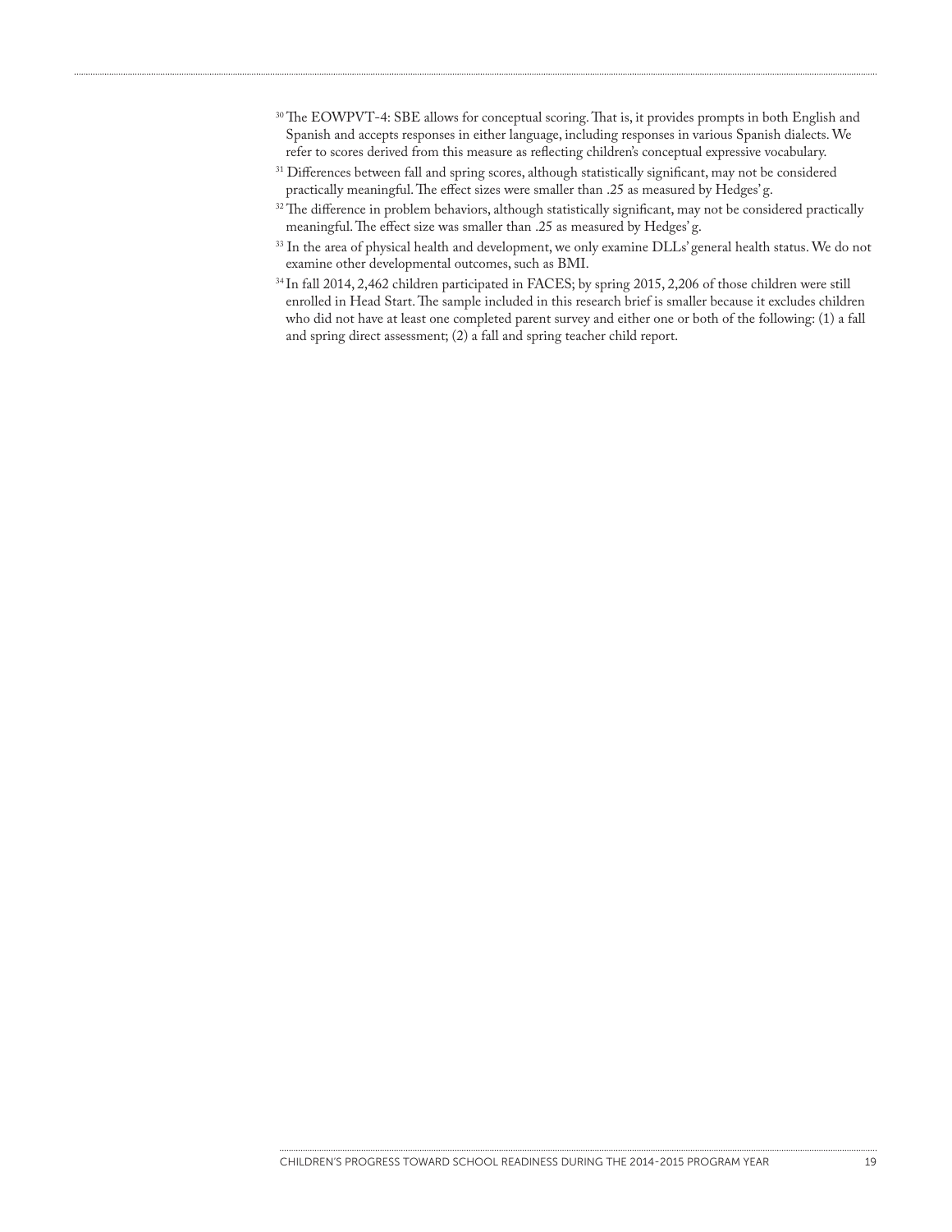[30] The EOWPVT-4: SBE allows for conceptual scoring. That is, it provides prompts in both English and Spanish and accepts responses in either language, including responses in various Spanish dialects. We refer to scores derived from this measure as reflecting children's conceptual expressive vocabulary.

[31] Differences between fall and spring scores, although statistically significant, may not be considered practically meaningful. The effect sizes were smaller than .25 as measured by Hedges' g.

[32] The difference in problem behaviors, although statistically significant, may not be considered practically meaningful. The effect size was smaller than .25 as measured by Hedges' g.

[33] In the area of physical health and development, we only examine DLLs' general health status. We do not examine other developmental outcomes, such as BMI.

[34] In fall 2014, 2,462 children participated in FACES; by spring 2015, 2,206 of those children were still enrolled in Head Start. The sample included in this research brief is smaller because it excludes children who did not have at least one completed parent survey and either one or both of the following: (1) a fall and spring direct assessment; (2) a fall and spring teacher child report.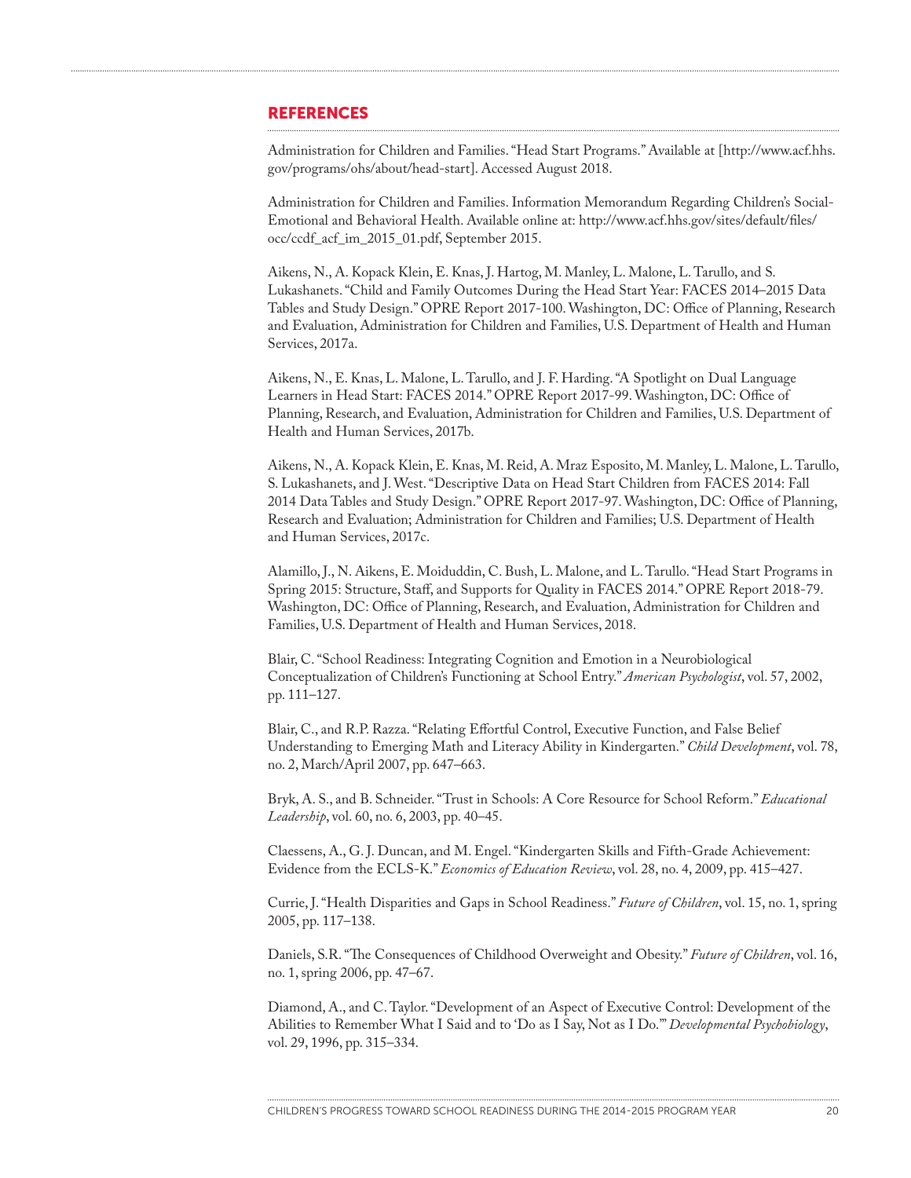## REFERENCES

Administration for Children and Families. "Head Start Programs." Available at [http://www.acf.hhs.gov/programs/ohs/about/head-start]. Accessed August 2018.

Administration for Children and Families. Information Memorandum Regarding Children's Social-Emotional and Behavioral Health. Available online at: http://www.acf.hhs.gov/sites/default/files/occ/ccdf_acf_im_2015_01.pdf, September 2015.

Aikens, N., A. Kopack Klein, E. Knas, J. Hartog, M. Manley, L. Malone, L. Tarullo, and S. Lukashanets. "Child and Family Outcomes During the Head Start Year: FACES 2014–2015 Data Tables and Study Design." OPRE Report 2017-100. Washington, DC: Office of Planning, Research and Evaluation, Administration for Children and Families, U.S. Department of Health and Human Services, 2017a.

Aikens, N., E. Knas, L. Malone, L. Tarullo, and J. F. Harding. "A Spotlight on Dual Language Learners in Head Start: FACES 2014." OPRE Report 2017-99. Washington, DC: Office of Planning, Research, and Evaluation, Administration for Children and Families, U.S. Department of Health and Human Services, 2017b.

Aikens, N., A. Kopack Klein, E. Knas, M. Reid, A. Mraz Esposito, M. Manley, L. Malone, L. Tarullo, S. Lukashanets, and J. West. "Descriptive Data on Head Start Children from FACES 2014: Fall 2014 Data Tables and Study Design." OPRE Report 2017-97. Washington, DC: Office of Planning, Research and Evaluation; Administration for Children and Families; U.S. Department of Health and Human Services, 2017c.

Alamillo, J., N. Aikens, E. Moiduddin, C. Bush, L. Malone, and L. Tarullo. "Head Start Programs in Spring 2015: Structure, Staff, and Supports for Quality in FACES 2014." OPRE Report 2018-79. Washington, DC: Office of Planning, Research, and Evaluation, Administration for Children and Families, U.S. Department of Health and Human Services, 2018.

Blair, C. "School Readiness: Integrating Cognition and Emotion in a Neurobiological Conceptualization of Children's Functioning at School Entry." *American Psychologist*, vol. 57, 2002, pp. 111–127.

Blair, C., and R.P. Razza. "Relating Effortful Control, Executive Function, and False Belief Understanding to Emerging Math and Literacy Ability in Kindergarten." *Child Development*, vol. 78, no. 2, March/April 2007, pp. 647–663.

Bryk, A. S., and B. Schneider. "Trust in Schools: A Core Resource for School Reform." *Educational Leadership*, vol. 60, no. 6, 2003, pp. 40–45.

Claessens, A., G. J. Duncan, and M. Engel. "Kindergarten Skills and Fifth-Grade Achievement: Evidence from the ECLS-K." *Economics of Education Review*, vol. 28, no. 4, 2009, pp. 415–427.

Currie, J. "Health Disparities and Gaps in School Readiness." *Future of Children*, vol. 15, no. 1, spring 2005, pp. 117–138.

Daniels, S.R. "The Consequences of Childhood Overweight and Obesity." *Future of Children*, vol. 16, no. 1, spring 2006, pp. 47–67.

Diamond, A., and C. Taylor. "Development of an Aspect of Executive Control: Development of the Abilities to Remember What I Said and to 'Do as I Say, Not as I Do.'" *Developmental Psychobiology*, vol. 29, 1996, pp. 315–334.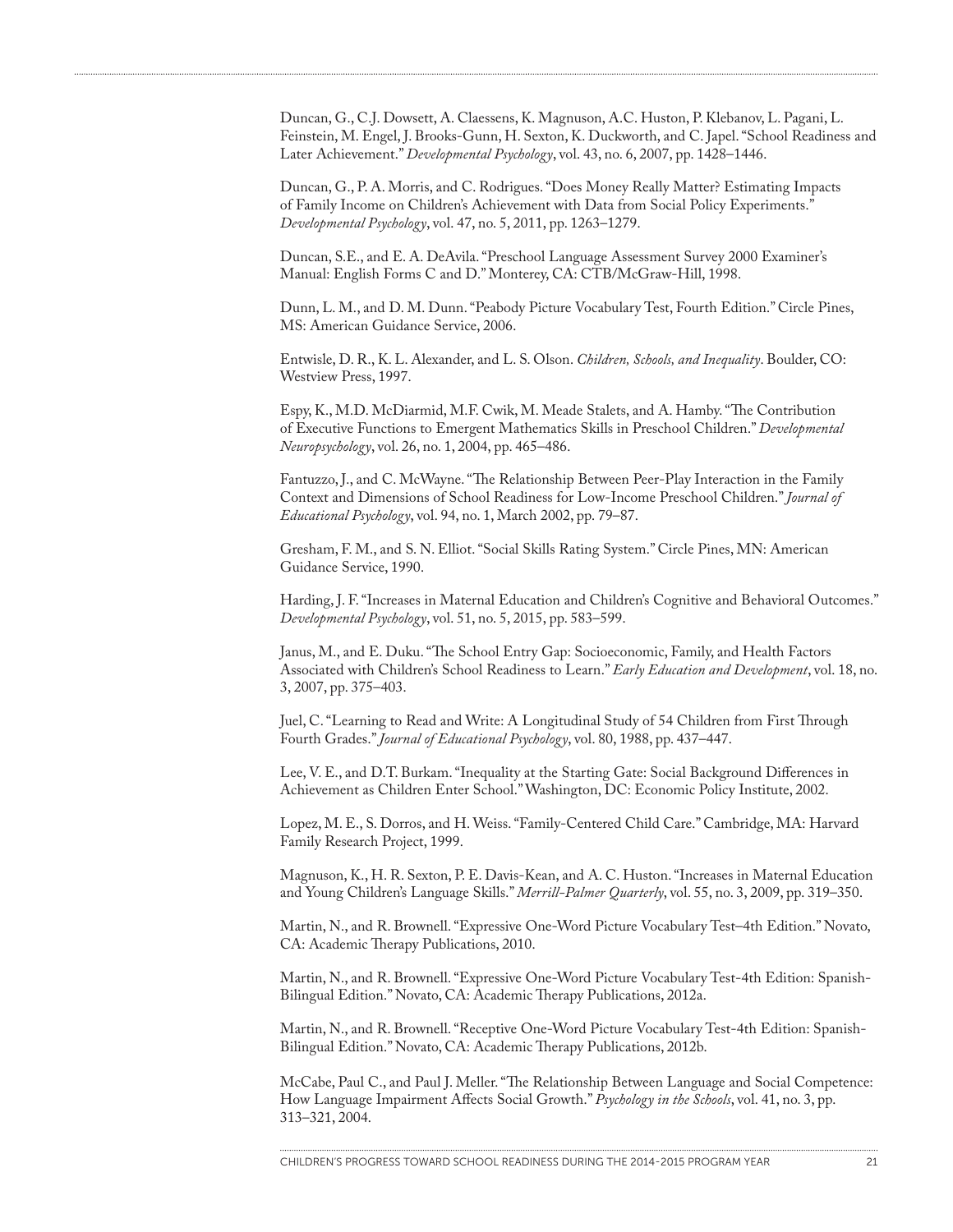Duncan, G., C.J. Dowsett, A. Claessens, K. Magnuson, A.C. Huston, P. Klebanov, L. Pagani, L. Feinstein, M. Engel, J. Brooks-Gunn, H. Sexton, K. Duckworth, and C. Japel. "School Readiness and Later Achievement." *Developmental Psychology*, vol. 43, no. 6, 2007, pp. 1428–1446.

Duncan, G., P. A. Morris, and C. Rodrigues. "Does Money Really Matter? Estimating Impacts of Family Income on Children's Achievement with Data from Social Policy Experiments." *Developmental Psychology*, vol. 47, no. 5, 2011, pp. 1263–1279.

Duncan, S.E., and E. A. DeAvila. "Preschool Language Assessment Survey 2000 Examiner's Manual: English Forms C and D." Monterey, CA: CTB/McGraw-Hill, 1998.

Dunn, L. M., and D. M. Dunn. "Peabody Picture Vocabulary Test, Fourth Edition." Circle Pines, MS: American Guidance Service, 2006.

Entwisle, D. R., K. L. Alexander, and L. S. Olson. *Children, Schools, and Inequality*. Boulder, CO: Westview Press, 1997.

Espy, K., M.D. McDiarmid, M.F. Cwik, M. Meade Stalets, and A. Hamby. "The Contribution of Executive Functions to Emergent Mathematics Skills in Preschool Children." *Developmental Neuropsychology*, vol. 26, no. 1, 2004, pp. 465–486.

Fantuzzo, J., and C. McWayne. "The Relationship Between Peer-Play Interaction in the Family Context and Dimensions of School Readiness for Low-Income Preschool Children." *Journal of Educational Psychology*, vol. 94, no. 1, March 2002, pp. 79–87.

Gresham, F. M., and S. N. Elliot. "Social Skills Rating System." Circle Pines, MN: American Guidance Service, 1990.

Harding, J. F. "Increases in Maternal Education and Children's Cognitive and Behavioral Outcomes." *Developmental Psychology*, vol. 51, no. 5, 2015, pp. 583–599.

Janus, M., and E. Duku. "The School Entry Gap: Socioeconomic, Family, and Health Factors Associated with Children's School Readiness to Learn." *Early Education and Development*, vol. 18, no. 3, 2007, pp. 375–403.

Juel, C. "Learning to Read and Write: A Longitudinal Study of 54 Children from First Through Fourth Grades." *Journal of Educational Psychology*, vol. 80, 1988, pp. 437–447.

Lee, V. E., and D.T. Burkam. "Inequality at the Starting Gate: Social Background Differences in Achievement as Children Enter School." Washington, DC: Economic Policy Institute, 2002.

Lopez, M. E., S. Dorros, and H. Weiss. "Family-Centered Child Care." Cambridge, MA: Harvard Family Research Project, 1999.

Magnuson, K., H. R. Sexton, P. E. Davis-Kean, and A. C. Huston. "Increases in Maternal Education and Young Children's Language Skills." *Merrill-Palmer Quarterly*, vol. 55, no. 3, 2009, pp. 319–350.

Martin, N., and R. Brownell. "Expressive One-Word Picture Vocabulary Test–4th Edition." Novato, CA: Academic Therapy Publications, 2010.

Martin, N., and R. Brownell. "Expressive One-Word Picture Vocabulary Test-4th Edition: Spanish-Bilingual Edition." Novato, CA: Academic Therapy Publications, 2012a.

Martin, N., and R. Brownell. "Receptive One-Word Picture Vocabulary Test-4th Edition: Spanish-Bilingual Edition." Novato, CA: Academic Therapy Publications, 2012b.

McCabe, Paul C., and Paul J. Meller. "The Relationship Between Language and Social Competence: How Language Impairment Affects Social Growth." *Psychology in the Schools*, vol. 41, no. 3, pp. 313–321, 2004.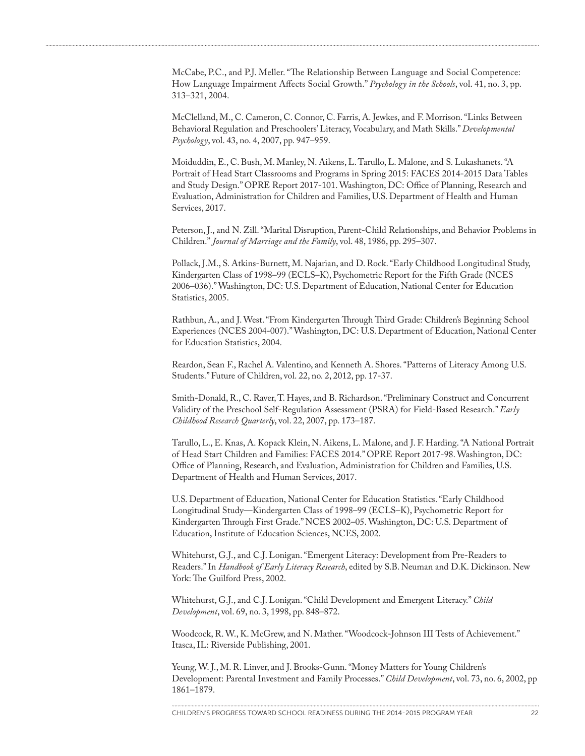McCabe, P.C., and P.J. Meller. "The Relationship Between Language and Social Competence: How Language Impairment Affects Social Growth." *Psychology in the Schools*, vol. 41, no. 3, pp. 313–321, 2004.

McClelland, M., C. Cameron, C. Connor, C. Farris, A. Jewkes, and F. Morrison. "Links Between Behavioral Regulation and Preschoolers' Literacy, Vocabulary, and Math Skills." *Developmental Psychology*, vol. 43, no. 4, 2007, pp. 947–959.

Moiduddin, E., C. Bush, M. Manley, N. Aikens, L. Tarullo, L. Malone, and S. Lukashanets. "A Portrait of Head Start Classrooms and Programs in Spring 2015: FACES 2014-2015 Data Tables and Study Design." OPRE Report 2017-101. Washington, DC: Office of Planning, Research and Evaluation, Administration for Children and Families, U.S. Department of Health and Human Services, 2017.

Peterson, J., and N. Zill. "Marital Disruption, Parent-Child Relationships, and Behavior Problems in Children." *Journal of Marriage and the Family*, vol. 48, 1986, pp. 295–307.

Pollack, J.M., S. Atkins-Burnett, M. Najarian, and D. Rock. "Early Childhood Longitudinal Study, Kindergarten Class of 1998–99 (ECLS–K), Psychometric Report for the Fifth Grade (NCES 2006–036)." Washington, DC: U.S. Department of Education, National Center for Education Statistics, 2005.

Rathbun, A., and J. West. "From Kindergarten Through Third Grade: Children's Beginning School Experiences (NCES 2004-007)." Washington, DC: U.S. Department of Education, National Center for Education Statistics, 2004.

Reardon, Sean F., Rachel A. Valentino, and Kenneth A. Shores. "Patterns of Literacy Among U.S. Students." Future of Children, vol. 22, no. 2, 2012, pp. 17-37.

Smith-Donald, R., C. Raver, T. Hayes, and B. Richardson. "Preliminary Construct and Concurrent Validity of the Preschool Self-Regulation Assessment (PSRA) for Field-Based Research." *Early Childhood Research Quarterly*, vol. 22, 2007, pp. 173–187.

Tarullo, L., E. Knas, A. Kopack Klein, N. Aikens, L. Malone, and J. F. Harding. "A National Portrait of Head Start Children and Families: FACES 2014." OPRE Report 2017-98. Washington, DC: Office of Planning, Research, and Evaluation, Administration for Children and Families, U.S. Department of Health and Human Services, 2017.

U.S. Department of Education, National Center for Education Statistics. "Early Childhood Longitudinal Study—Kindergarten Class of 1998–99 (ECLS–K), Psychometric Report for Kindergarten Through First Grade." NCES 2002–05. Washington, DC: U.S. Department of Education, Institute of Education Sciences, NCES, 2002.

Whitehurst, G.J., and C.J. Lonigan. "Emergent Literacy: Development from Pre-Readers to Readers." In *Handbook of Early Literacy Research*, edited by S.B. Neuman and D.K. Dickinson. New York: The Guilford Press, 2002.

Whitehurst, G.J., and C.J. Lonigan. "Child Development and Emergent Literacy." *Child Development*, vol. 69, no. 3, 1998, pp. 848–872.

Woodcock, R. W., K. McGrew, and N. Mather. "Woodcock-Johnson III Tests of Achievement." Itasca, IL: Riverside Publishing, 2001.

Yeung, W. J., M. R. Linver, and J. Brooks-Gunn. "Money Matters for Young Children's Development: Parental Investment and Family Processes." *Child Development*, vol. 73, no. 6, 2002, pp 1861–1879.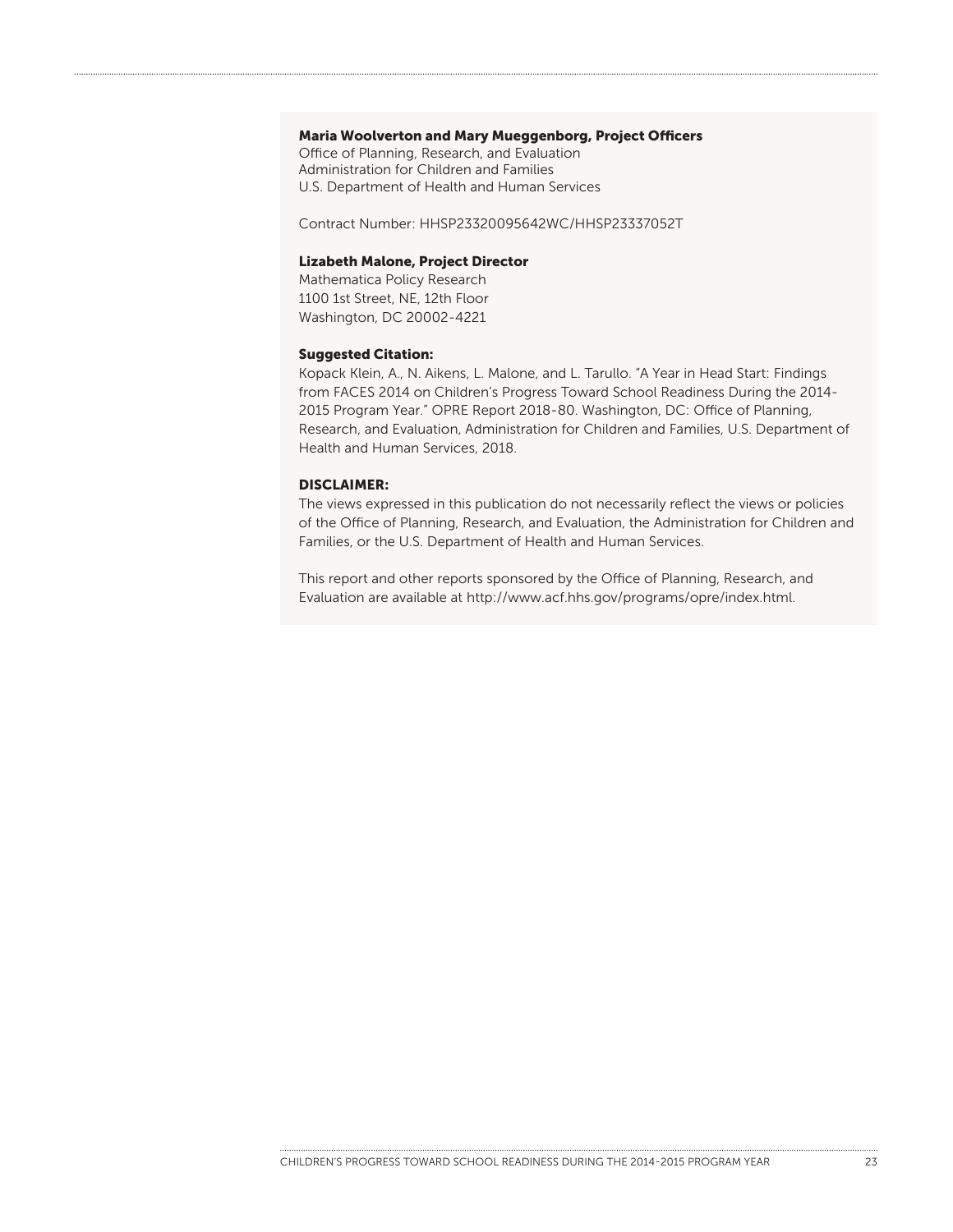**Maria Woolverton and Mary Mueggenborg, Project Officers**
Office of Planning, Research, and Evaluation
Administration for Children and Families
U.S. Department of Health and Human Services

Contract Number: HHSP23320095642WC/HHSP23337052T

**Lizabeth Malone, Project Director**
Mathematica Policy Research
1100 1st Street, NE, 12th Floor
Washington, DC 20002-4221

**Suggested Citation:**
Kopack Klein, A., N. Aikens, L. Malone, and L. Tarullo. "A Year in Head Start: Findings from FACES 2014 on Children's Progress Toward School Readiness During the 2014-2015 Program Year." OPRE Report 2018-80. Washington, DC: Office of Planning, Research, and Evaluation, Administration for Children and Families, U.S. Department of Health and Human Services, 2018.

**DISCLAIMER:**
The views expressed in this publication do not necessarily reflect the views or policies of the Office of Planning, Research, and Evaluation, the Administration for Children and Families, or the U.S. Department of Health and Human Services.

This report and other reports sponsored by the Office of Planning, Research, and Evaluation are available at http://www.acf.hhs.gov/programs/opre/index.html.